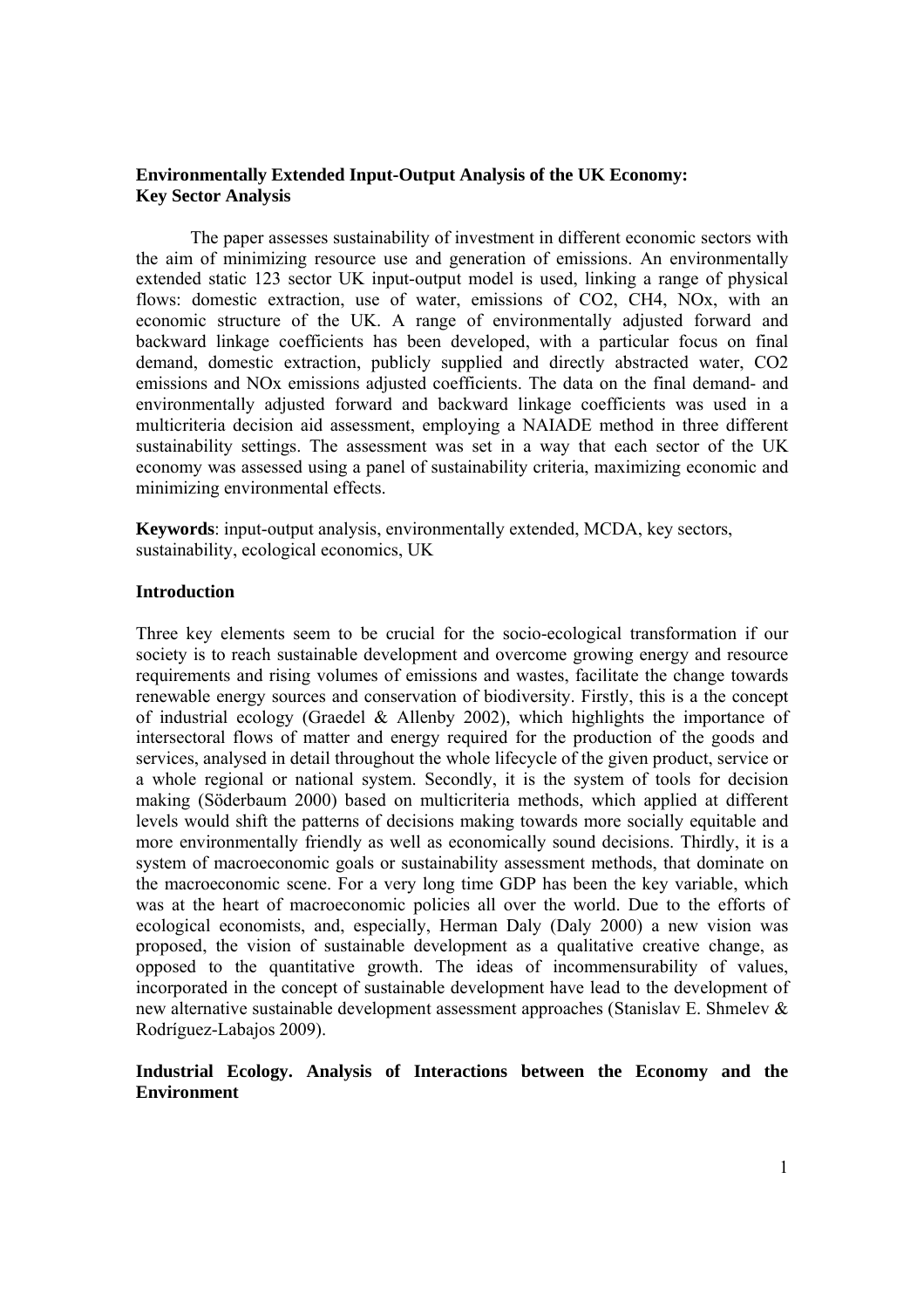# Environmentally Extended Input-Output Analysis of the UK Economy: Key Sector Analysis

The paper assesses sustainability of investment in different economic sectors with the aim of minimizing resource use and generation of emissions. An environmentally extended static 123 sector UK input-output model is used, linking a range of physical flows: domestic extraction, use of water, emissions of $CO_2$, $CH_4$, $NO_x$, with an economic structure of the UK. A range of environmentally adjusted forward and backward linkage coefficients has been developed, with a particular focus on final demand, domestic extraction, publicly supplied and directly abstracted water, $CO_2$ emissions and $NO_x$ emissions adjusted coefficients. The data on the final demand- and environmentally adjusted forward and backward linkage coefficients was used in a multicriteria decision aid assessment, employing a NAIADE method in three different sustainability settings. The assessment was set in a way that each sector of the UK economy was assessed using a panel of sustainability criteria, maximizing economic and minimizing environmental effects.

**Keywords**: input-output analysis, environmentally extended, MCDA, key sectors, sustainability, ecological economics, UK

## Introduction

Three key elements seem to be crucial for the socio-ecological transformation if our society is to reach sustainable development and overcome growing energy and resource requirements and rising volumes of emissions and wastes, facilitate the change towards renewable energy sources and conservation of biodiversity. Firstly, this is a the concept of industrial ecology (Graedel & Allenby 2002), which highlights the importance of intersectoral flows of matter and energy required for the production of the goods and services, analysed in detail throughout the whole lifecycle of the given product, service or a whole regional or national system. Secondly, it is the system of tools for decision making (Söderbaum 2000) based on multicriteria methods, which applied at different levels would shift the patterns of decisions making towards more socially equitable and more environmentally friendly as well as economically sound decisions. Thirdly, it is a system of macroeconomic goals or sustainability assessment methods, that dominate on the macroeconomic scene. For a very long time GDP has been the key variable, which was at the heart of macroeconomic policies all over the world. Due to the efforts of ecological economists, and, especially, Herman Daly (Daly 2000) a new vision was proposed, the vision of sustainable development as a qualitative creative change, as opposed to the quantitative growth. The ideas of incommensurability of values, incorporated in the concept of sustainable development have lead to the development of new alternative sustainable development assessment approaches (Stanislav E. Shmelev & Rodríguez-Labajos 2009).

## Industrial Ecology. Analysis of Interactions between the Economy and the Environment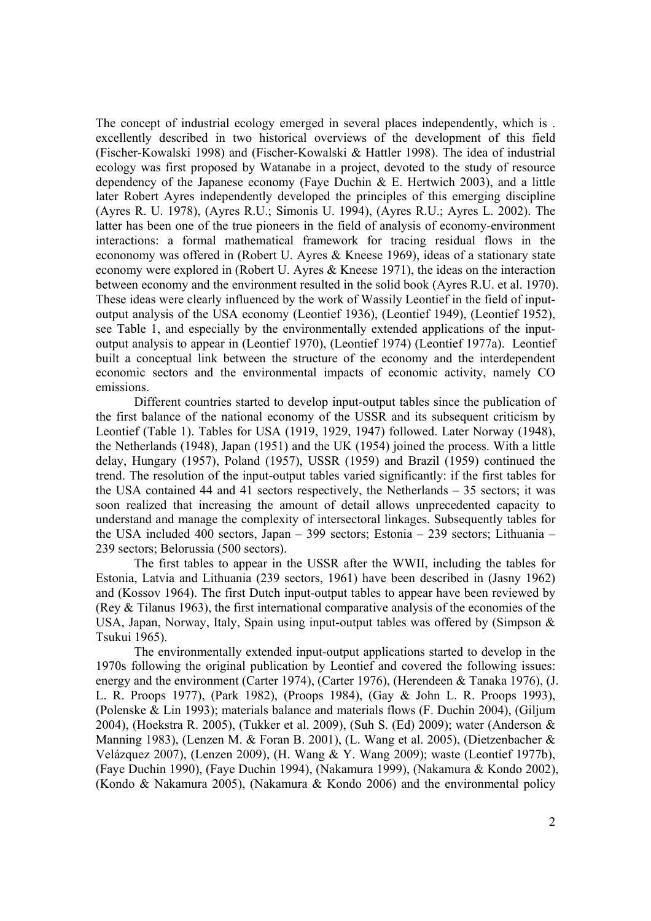The concept of industrial ecology emerged in several places independently, which is . excellently described in two historical overviews of the development of this field (Fischer-Kowalski 1998) and (Fischer-Kowalski & Hattler 1998). The idea of industrial ecology was first proposed by Watanabe in a project, devoted to the study of resource dependency of the Japanese economy (Faye Duchin & E. Hertwich 2003), and a little later Robert Ayres independently developed the principles of this emerging discipline (Ayres R. U. 1978), (Ayres R.U.; Simonis U. 1994), (Ayres R.U.; Ayres L. 2002). The latter has been one of the true pioneers in the field of analysis of economy-environment interactions: a formal mathematical framework for tracing residual flows in the econonomy was offered in (Robert U. Ayres & Kneese 1969), ideas of a stationary state economy were explored in (Robert U. Ayres & Kneese 1971), the ideas on the interaction between economy and the environment resulted in the solid book (Ayres R.U. et al. 1970). These ideas were clearly influenced by the work of Wassily Leontief in the field of input-output analysis of the USA economy (Leontief 1936), (Leontief 1949), (Leontief 1952), see Table 1, and especially by the environmentally extended applications of the input-output analysis to appear in (Leontief 1970), (Leontief 1974) (Leontief 1977a). Leontief built a conceptual link between the structure of the economy and the interdependent economic sectors and the environmental impacts of economic activity, namely CO emissions.

Different countries started to develop input-output tables since the publication of the first balance of the national economy of the USSR and its subsequent criticism by Leontief (Table 1). Tables for USA (1919, 1929, 1947) followed. Later Norway (1948), the Netherlands (1948), Japan (1951) and the UK (1954) joined the process. With a little delay, Hungary (1957), Poland (1957), USSR (1959) and Brazil (1959) continued the trend. The resolution of the input-output tables varied significantly: if the first tables for the USA contained 44 and 41 sectors respectively, the Netherlands – 35 sectors; it was soon realized that increasing the amount of detail allows unprecedented capacity to understand and manage the complexity of intersectoral linkages. Subsequently tables for the USA included 400 sectors, Japan – 399 sectors; Estonia – 239 sectors; Lithuania – 239 sectors; Belorussia (500 sectors).

The first tables to appear in the USSR after the WWII, including the tables for Estonia, Latvia and Lithuania (239 sectors, 1961) have been described in (Jasny 1962) and (Kossov 1964). The first Dutch input-output tables to appear have been reviewed by (Rey & Tilanus 1963), the first international comparative analysis of the economies of the USA, Japan, Norway, Italy, Spain using input-output tables was offered by (Simpson & Tsukui 1965).

The environmentally extended input-output applications started to develop in the 1970s following the original publication by Leontief and covered the following issues: energy and the environment (Carter 1974), (Carter 1976), (Herendeen & Tanaka 1976), (J. L. R. Proops 1977), (Park 1982), (Proops 1984), (Gay & John L. R. Proops 1993), (Polenske & Lin 1993); materials balance and materials flows (F. Duchin 2004), (Giljum 2004), (Hoekstra R. 2005), (Tukker et al. 2009), (Suh S. (Ed) 2009); water (Anderson & Manning 1983), (Lenzen M. & Foran B. 2001), (L. Wang et al. 2005), (Dietzenbacher & Velázquez 2007), (Lenzen 2009), (H. Wang & Y. Wang 2009); waste (Leontief 1977b), (Faye Duchin 1990), (Faye Duchin 1994), (Nakamura 1999), (Nakamura & Kondo 2002), (Kondo & Nakamura 2005), (Nakamura & Kondo 2006) and the environmental policy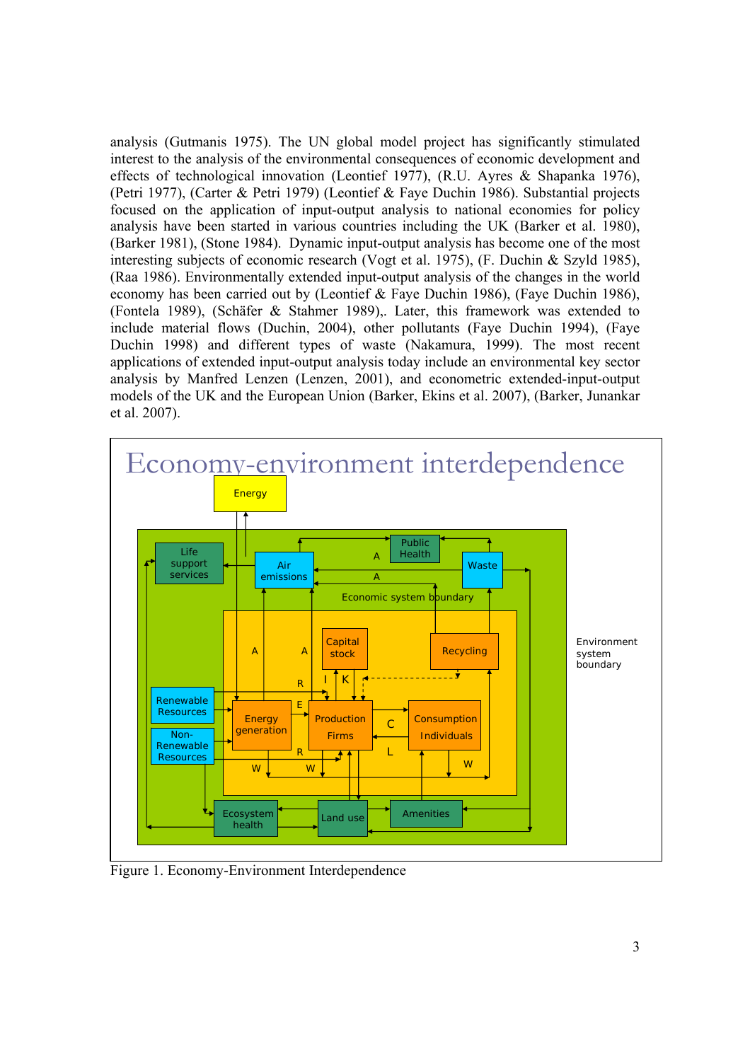analysis (Gutmanis 1975). The UN global model project has significantly stimulated interest to the analysis of the environmental consequences of economic development and effects of technological innovation (Leontief 1977), (R.U. Ayres & Shapanka 1976), (Petri 1977), (Carter & Petri 1979) (Leontief & Faye Duchin 1986). Substantial projects focused on the application of input-output analysis to national economies for policy analysis have been started in various countries including the UK (Barker et al. 1980), (Barker 1981), (Stone 1984). Dynamic input-output analysis has become one of the most interesting subjects of economic research (Vogt et al. 1975), (F. Duchin & Szyld 1985), (Raa 1986). Environmentally extended input-output analysis of the changes in the world economy has been carried out by (Leontief & Faye Duchin 1986), (Faye Duchin 1986), (Fontela 1989), (Schäfer & Stahmer 1989),. Later, this framework was extended to include material flows (Duchin, 2004), other pollutants (Faye Duchin 1994), (Faye Duchin 1998) and different types of waste (Nakamura, 1999). The most recent applications of extended input-output analysis today include an environmental key sector analysis by Manfred Lenzen (Lenzen, 2001), and econometric extended-input-output models of the UK and the European Union (Barker, Ekins et al. 2007), (Barker, Junankar et al. 2007).

Figure 1. Economy-Environment Interdependence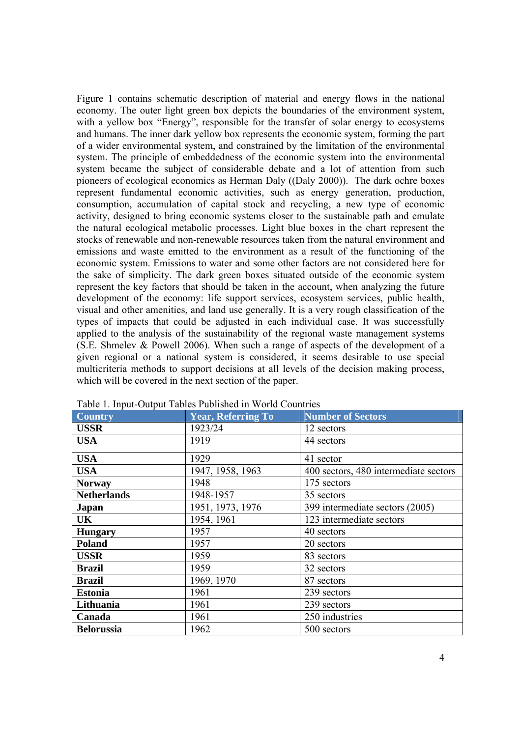Figure 1 contains schematic description of material and energy flows in the national economy. The outer light green box depicts the boundaries of the environment system, with a yellow box "Energy", responsible for the transfer of solar energy to ecosystems and humans. The inner dark yellow box represents the economic system, forming the part of a wider environmental system, and constrained by the limitation of the environmental system. The principle of embeddedness of the economic system into the environmental system became the subject of considerable debate and a lot of attention from such pioneers of ecological economics as Herman Daly ((Daly 2000)). The dark ochre boxes represent fundamental economic activities, such as energy generation, production, consumption, accumulation of capital stock and recycling, a new type of economic activity, designed to bring economic systems closer to the sustainable path and emulate the natural ecological metabolic processes. Light blue boxes in the chart represent the stocks of renewable and non-renewable resources taken from the natural environment and emissions and waste emitted to the environment as a result of the functioning of the economic system. Emissions to water and some other factors are not considered here for the sake of simplicity. The dark green boxes situated outside of the economic system represent the key factors that should be taken in the account, when analyzing the future development of the economy: life support services, ecosystem services, public health, visual and other amenities, and land use generally. It is a very rough classification of the types of impacts that could be adjusted in each individual case. It was successfully applied to the analysis of the sustainability of the regional waste management systems (S.E. Shmelev & Powell 2006). When such a range of aspects of the development of a given regional or a national system is considered, it seems desirable to use special multicriteria methods to support decisions at all levels of the decision making process, which will be covered in the next section of the paper.

Table 1. Input-Output Tables Published in World Countries

| Country | Year, Referring To | Number of Sectors |
|---|---|---|
| **USSR** | 1923/24 | 12 sectors |
| **USA** | 1919 | 44 sectors |
| **USA** | 1929 | 41 sector |
| **USA** | 1947, 1958, 1963 | 400 sectors, 480 intermediate sectors |
| **Norway** | 1948 | 175 sectors |
| **Netherlands** | 1948-1957 | 35 sectors |
| **Japan** | 1951, 1973, 1976 | 399 intermediate sectors (2005) |
| **UK** | 1954, 1961 | 123 intermediate sectors |
| **Hungary** | 1957 | 40 sectors |
| **Poland** | 1957 | 20 sectors |
| **USSR** | 1959 | 83 sectors |
| **Brazil** | 1959 | 32 sectors |
| **Brazil** | 1969, 1970 | 87 sectors |
| **Estonia** | 1961 | 239 sectors |
| **Lithuania** | 1961 | 239 sectors |
| **Canada** | 1961 | 250 industries |
| **Belorussia** | 1962 | 500 sectors |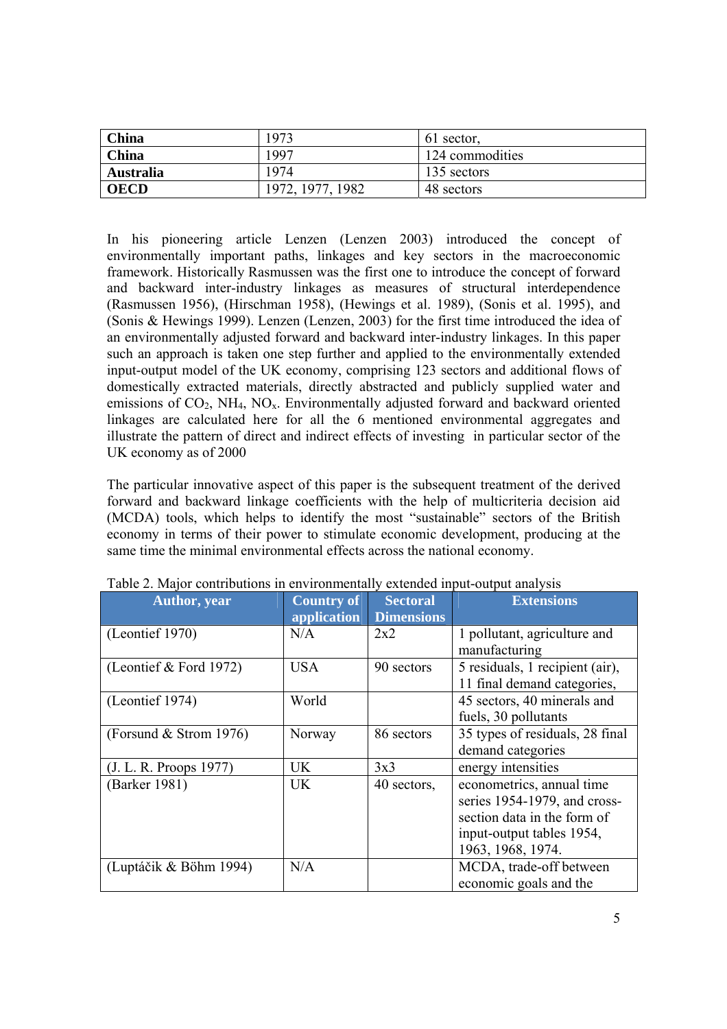| **China** | 1973 | 61 sector, |
|---|---|---|
| **China** | 1997 | 124 commodities |
| **Australia** | 1974 | 135 sectors |
| **OECD** | 1972, 1977, 1982 | 48 sectors |

In his pioneering article Lenzen (Lenzen 2003) introduced the concept of environmentally important paths, linkages and key sectors in the macroeconomic framework. Historically Rasmussen was the first one to introduce the concept of forward and backward inter-industry linkages as measures of structural interdependence (Rasmussen 1956), (Hirschman 1958), (Hewings et al. 1989), (Sonis et al. 1995), and (Sonis & Hewings 1999). Lenzen (Lenzen, 2003) for the first time introduced the idea of an environmentally adjusted forward and backward inter-industry linkages. In this paper such an approach is taken one step further and applied to the environmentally extended input-output model of the UK economy, comprising 123 sectors and additional flows of domestically extracted materials, directly abstracted and publicly supplied water and emissions of $CO_2$, $NH_4$, $NO_x$. Environmentally adjusted forward and backward oriented linkages are calculated here for all the 6 mentioned environmental aggregates and illustrate the pattern of direct and indirect effects of investing in particular sector of the UK economy as of 2000

The particular innovative aspect of this paper is the subsequent treatment of the derived forward and backward linkage coefficients with the help of multicriteria decision aid (MCDA) tools, which helps to identify the most "sustainable" sectors of the British economy in terms of their power to stimulate economic development, producing at the same time the minimal environmental effects across the national economy.

Table 2. Major contributions in environmentally extended input-output analysis

| Author, year | Country of application | Sectoral Dimensions | Extensions |
|---|---|---|---|
| (Leontief 1970) | N/A | 2x2 | 1 pollutant, agriculture and manufacturing |
| (Leontief & Ford 1972) | USA | 90 sectors | 5 residuals, 1 recipient (air), 11 final demand categories, |
| (Leontief 1974) | World | | 45 sectors, 40 minerals and fuels, 30 pollutants |
| (Forsund & Strom 1976) | Norway | 86 sectors | 35 types of residuals, 28 final demand categories |
| (J. L. R. Proops 1977) | UK | 3x3 | energy intensities |
| (Barker 1981) | UK | 40 sectors, | econometrics, annual time series 1954-1979, and cross-section data in the form of input-output tables 1954, 1963, 1968, 1974. |
| (Luptáčik & Böhm 1994) | N/A | | MCDA, trade-off between economic goals and the |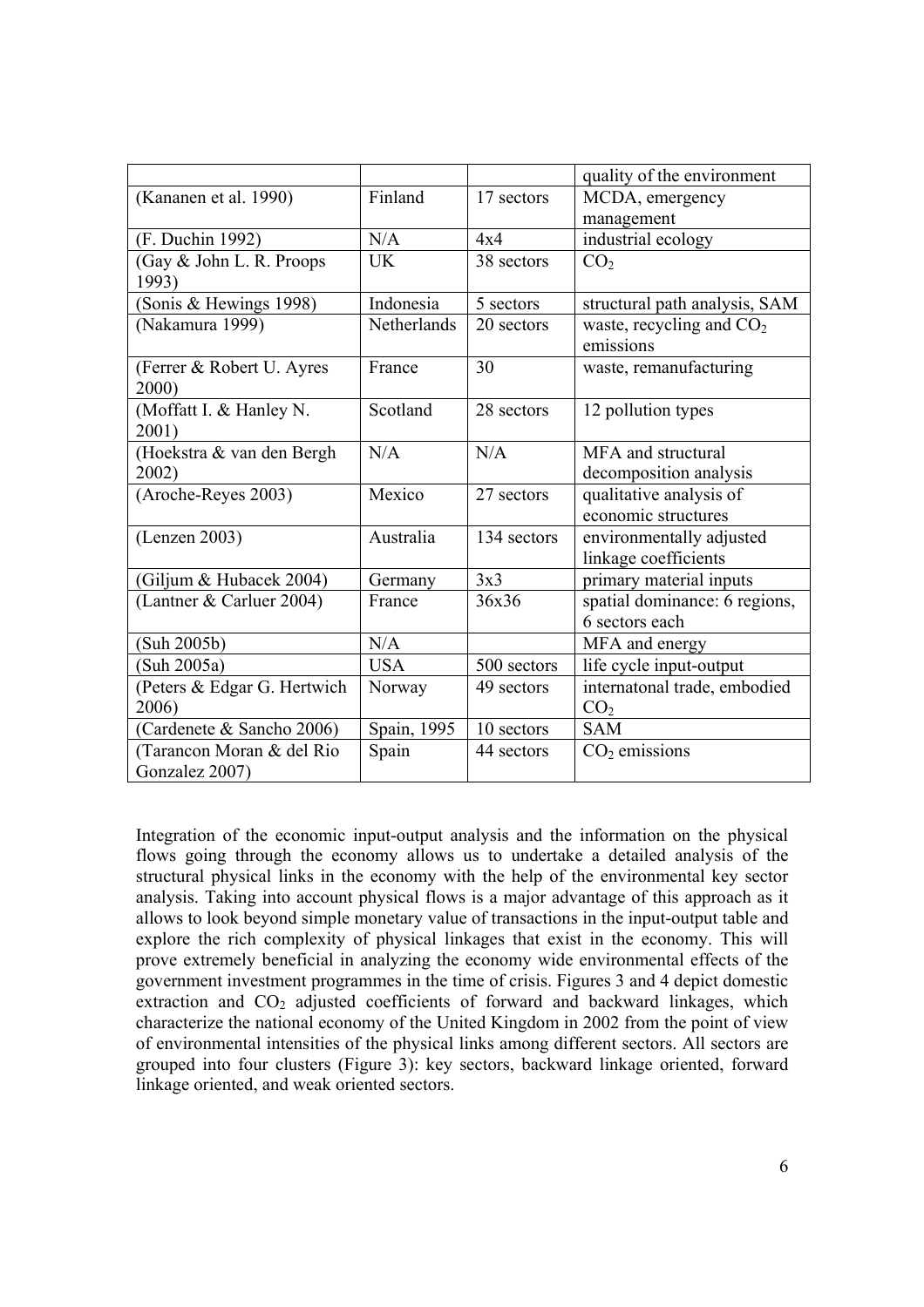| | | | quality of the environment |
|---|---|---|---|
| (Kananen et al. 1990) | Finland | 17 sectors | MCDA, emergency management |
| (F. Duchin 1992) | N/A | 4x4 | industrial ecology |
| (Gay & John L. R. Proops 1993) | UK | 38 sectors | $CO_2$ |
| (Sonis & Hewings 1998) | Indonesia | 5 sectors | structural path analysis, SAM |
| (Nakamura 1999) | Netherlands | 20 sectors | waste, recycling and $CO_2$ emissions |
| (Ferrer & Robert U. Ayres 2000) | France | 30 | waste, remanufacturing |
| (Moffatt I. & Hanley N. 2001) | Scotland | 28 sectors | 12 pollution types |
| (Hoekstra & van den Bergh 2002) | N/A | N/A | MFA and structural decomposition analysis |
| (Aroche-Reyes 2003) | Mexico | 27 sectors | qualitative analysis of economic structures |
| (Lenzen 2003) | Australia | 134 sectors | environmentally adjusted linkage coefficients |
| (Giljum & Hubacek 2004) | Germany | 3x3 | primary material inputs |
| (Lantner & Carluer 2004) | France | 36x36 | spatial dominance: 6 regions, 6 sectors each |
| (Suh 2005b) | N/A | | MFA and energy |
| (Suh 2005a) | USA | 500 sectors | life cycle input-output |
| (Peters & Edgar G. Hertwich 2006) | Norway | 49 sectors | internatonal trade, embodied $CO_2$ |
| (Cardenete & Sancho 2006) | Spain, 1995 | 10 sectors | SAM |
| (Tarancon Moran & del Rio Gonzalez 2007) | Spain | 44 sectors | $CO_2$ emissions |

Integration of the economic input-output analysis and the information on the physical flows going through the economy allows us to undertake a detailed analysis of the structural physical links in the economy with the help of the environmental key sector analysis. Taking into account physical flows is a major advantage of this approach as it allows to look beyond simple monetary value of transactions in the input-output table and explore the rich complexity of physical linkages that exist in the economy. This will prove extremely beneficial in analyzing the economy wide environmental effects of the government investment programmes in the time of crisis. Figures 3 and 4 depict domestic extraction and $CO_2$ adjusted coefficients of forward and backward linkages, which characterize the national economy of the United Kingdom in 2002 from the point of view of environmental intensities of the physical links among different sectors. All sectors are grouped into four clusters (Figure 3): key sectors, backward linkage oriented, forward linkage oriented, and weak oriented sectors.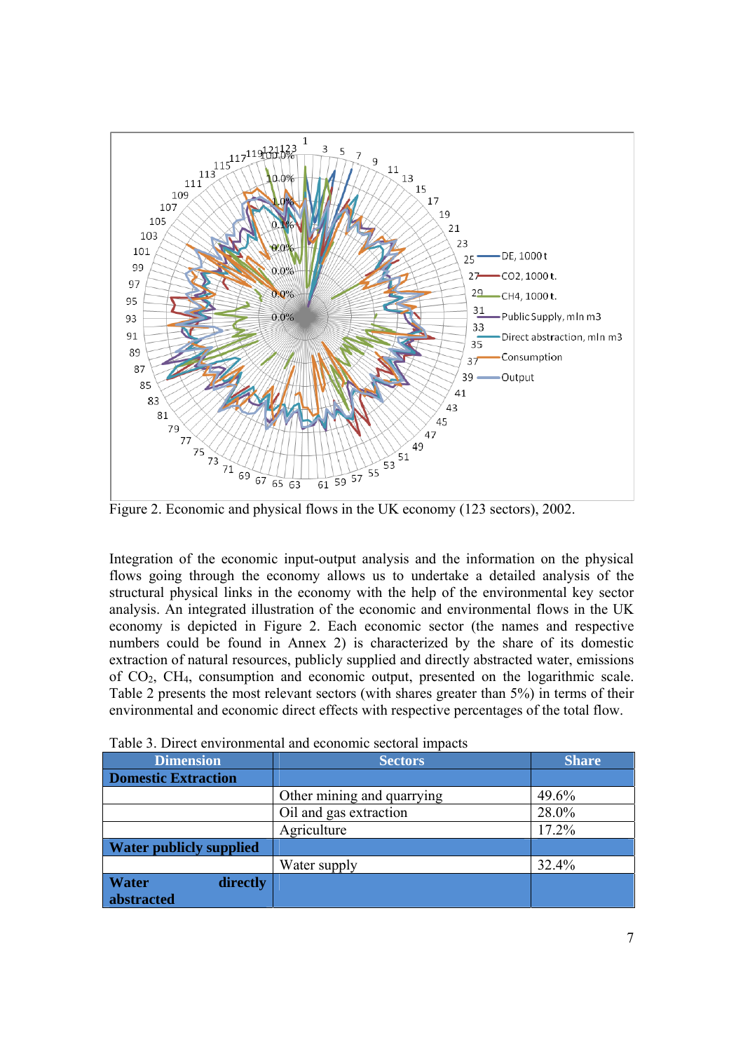Figure 2. Economic and physical flows in the UK economy (123 sectors), 2002.

Integration of the economic input-output analysis and the information on the physical flows going through the economy allows us to undertake a detailed analysis of the structural physical links in the economy with the help of the environmental key sector analysis. An integrated illustration of the economic and environmental flows in the UK economy is depicted in Figure 2. Each economic sector (the names and respective numbers could be found in Annex 2) is characterized by the share of its domestic extraction of natural resources, publicly supplied and directly abstracted water, emissions of $CO_2$, $CH_4$, consumption and economic output, presented on the logarithmic scale. Table 2 presents the most relevant sectors (with shares greater than 5%) in terms of their environmental and economic direct effects with respective percentages of the total flow.

Table 3. Direct environmental and economic sectoral impacts

| Dimension | Sectors | Share |
|---|---|---|
| **Domestic Extraction** | | |
| | Other mining and quarrying | 49.6% |
| | Oil and gas extraction | 28.0% |
| | Agriculture | 17.2% |
| **Water publicly supplied** | | |
| | Water supply | 32.4% |
| **Water directly abstracted** | | |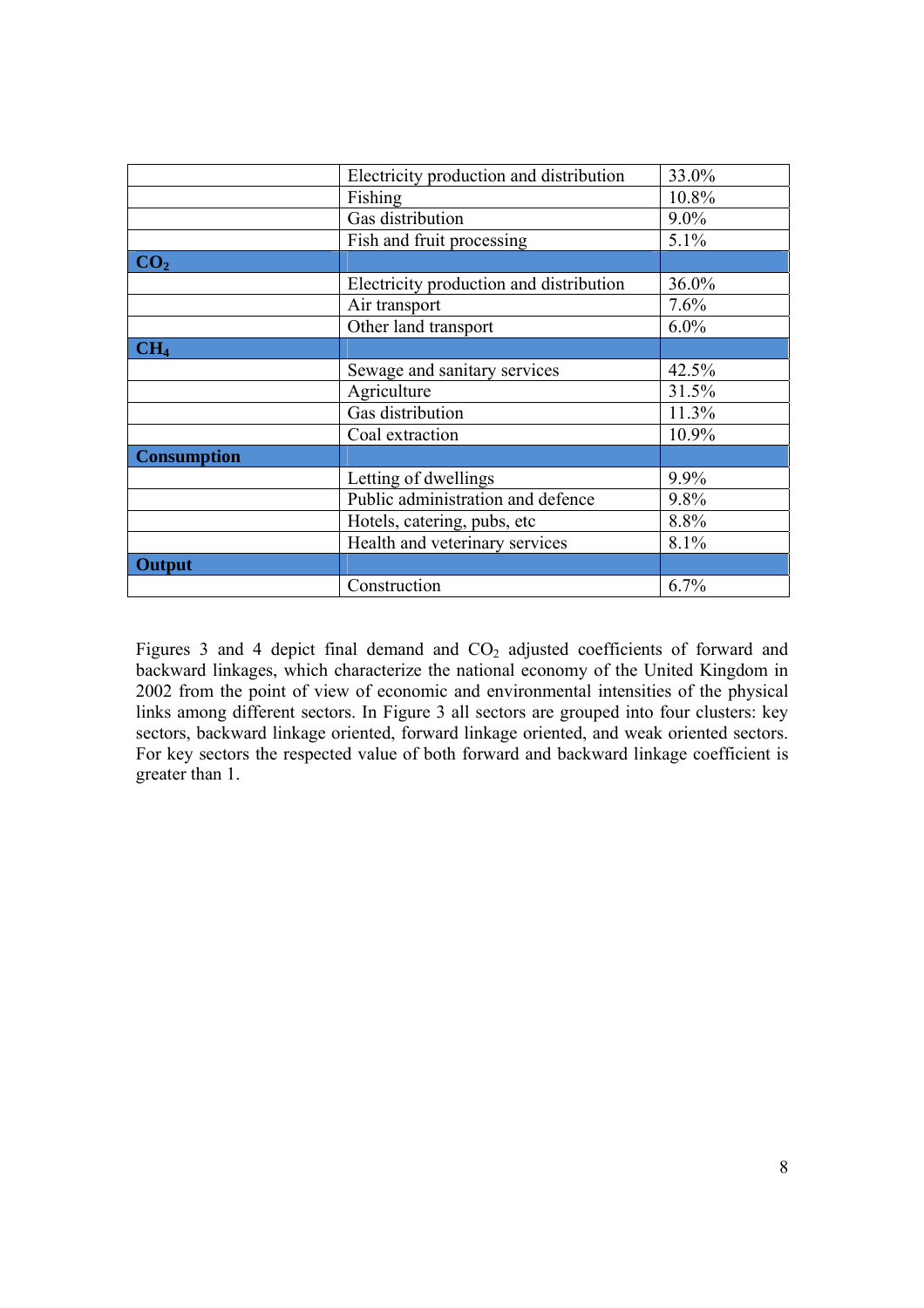| | | |
|---|---|---|
| | Electricity production and distribution | 33.0% |
| | Fishing | 10.8% |
| | Gas distribution | 9.0% |
| | Fish and fruit processing | 5.1% |
| **$CO_2$** | | |
| | Electricity production and distribution | 36.0% |
| | Air transport | 7.6% |
| | Other land transport | 6.0% |
| **$CH_4$** | | |
| | Sewage and sanitary services | 42.5% |
| | Agriculture | 31.5% |
| | Gas distribution | 11.3% |
| | Coal extraction | 10.9% |
| **Consumption** | | |
| | Letting of dwellings | 9.9% |
| | Public administration and defence | 9.8% |
| | Hotels, catering, pubs, etc | 8.8% |
| | Health and veterinary services | 8.1% |
| **Output** | | |
| | Construction | 6.7% |

Figures 3 and 4 depict final demand and $CO_2$ adjusted coefficients of forward and backward linkages, which characterize the national economy of the United Kingdom in 2002 from the point of view of economic and environmental intensities of the physical links among different sectors. In Figure 3 all sectors are grouped into four clusters: key sectors, backward linkage oriented, forward linkage oriented, and weak oriented sectors. For key sectors the respected value of both forward and backward linkage coefficient is greater than 1.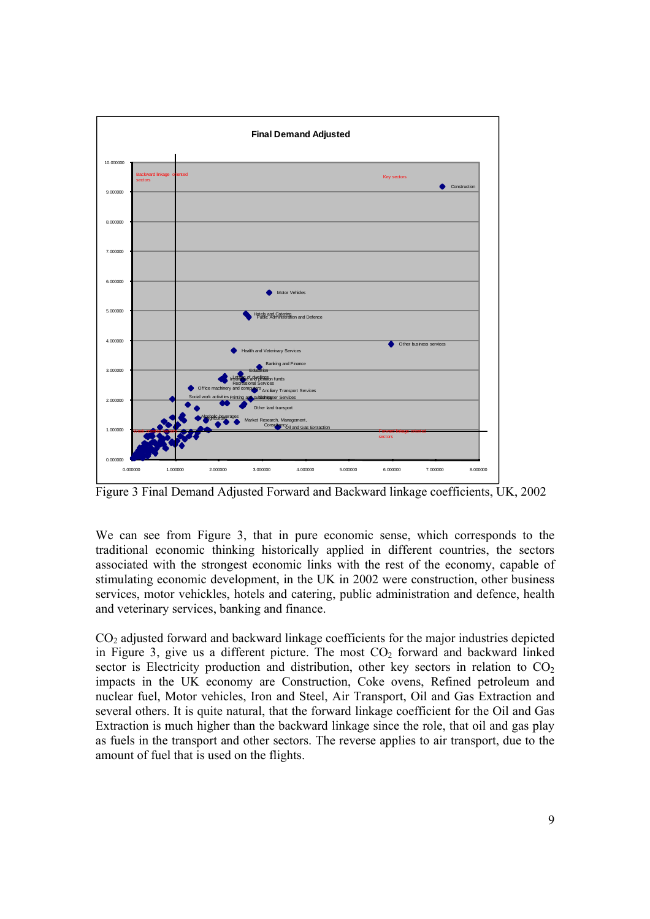Figure 3 Final Demand Adjusted Forward and Backward linkage coefficients, UK, 2002

We can see from Figure 3, that in pure economic sense, which corresponds to the traditional economic thinking historically applied in different countries, the sectors associated with the strongest economic links with the rest of the economy, capable of stimulating economic development, in the UK in 2002 were construction, other business services, motor vehickles, hotels and catering, public administration and defence, health and veterinary services, banking and finance.

$CO_2$ adjusted forward and backward linkage coefficients for the major industries depicted in Figure 3, give us a different picture. The most $CO_2$ forward and backward linked sector is Electricity production and distribution, other key sectors in relation to $CO_2$ impacts in the UK economy are Construction, Coke ovens, Refined petroleum and nuclear fuel, Motor vehicles, Iron and Steel, Air Transport, Oil and Gas Extraction and several others. It is quite natural, that the forward linkage coefficient for the Oil and Gas Extraction is much higher than the backward linkage since the role, that oil and gas play as fuels in the transport and other sectors. The reverse applies to air transport, due to the amount of fuel that is used on the flights.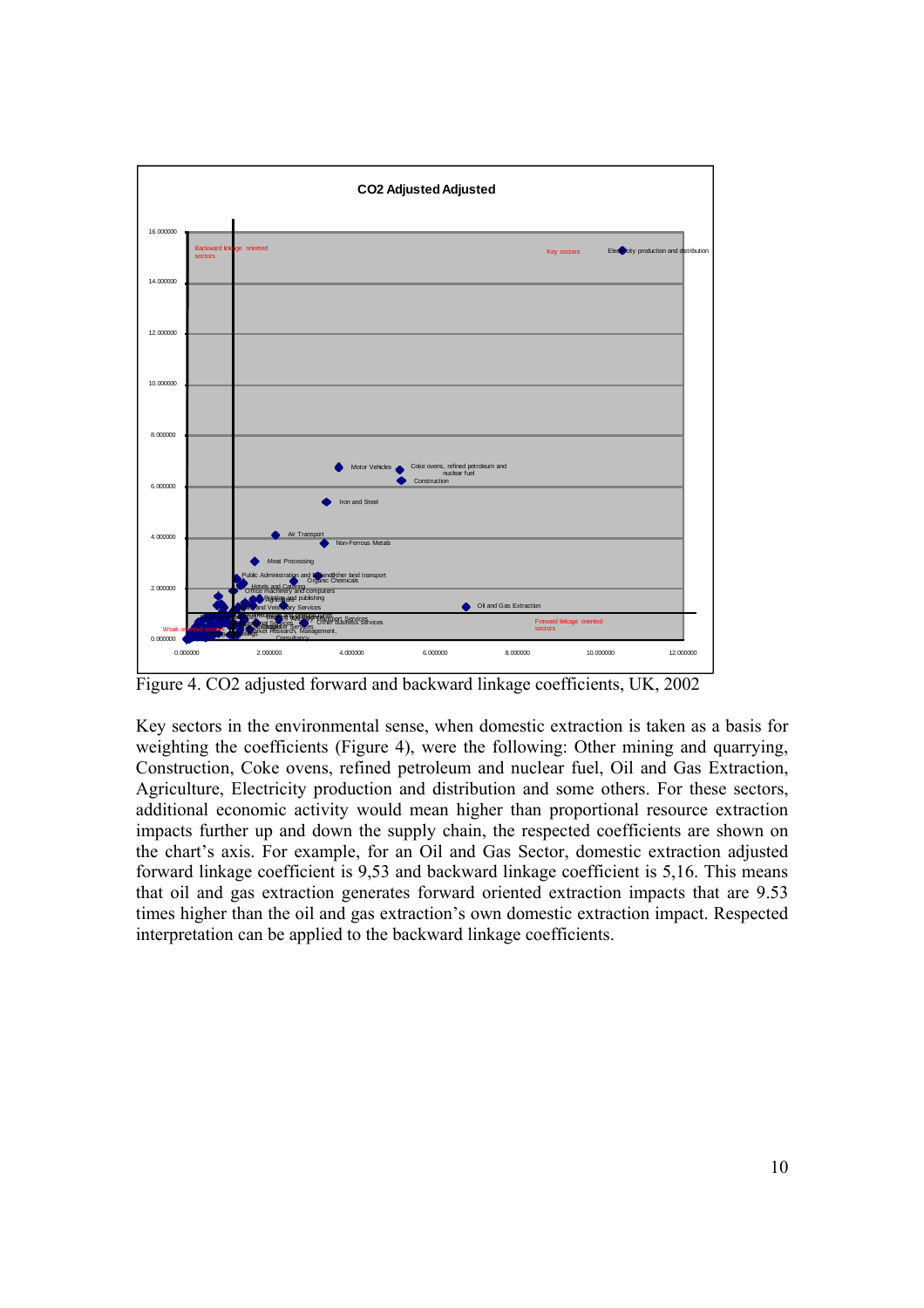Figure 4. $CO_2$ adjusted forward and backward linkage coefficients, UK, 2002

Key sectors in the environmental sense, when domestic extraction is taken as a basis for weighting the coefficients (Figure 4), were the following: Other mining and quarrying, Construction, Coke ovens, refined petroleum and nuclear fuel, Oil and Gas Extraction, Agriculture, Electricity production and distribution and some others. For these sectors, additional economic activity would mean higher than proportional resource extraction impacts further up and down the supply chain, the respected coefficients are shown on the chart's axis. For example, for an Oil and Gas Sector, domestic extraction adjusted forward linkage coefficient is 9,53 and backward linkage coefficient is 5,16. This means that oil and gas extraction generates forward oriented extraction impacts that are 9.53 times higher than the oil and gas extraction's own domestic extraction impact. Respected interpretation can be applied to the backward linkage coefficients.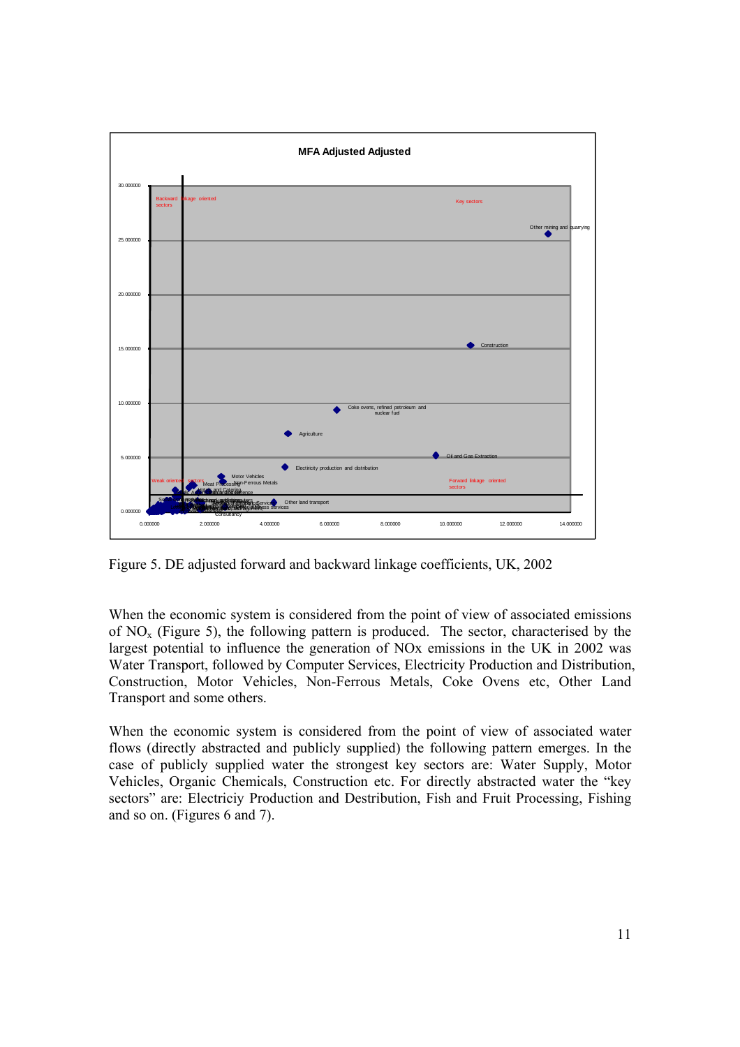Figure 5. DE adjusted forward and backward linkage coefficients, UK, 2002

When the economic system is considered from the point of view of associated emissions of $NO_x$ (Figure 5), the following pattern is produced. The sector, characterised by the largest potential to influence the generation of NOx emissions in the UK in 2002 was Water Transport, followed by Computer Services, Electricity Production and Distribution, Construction, Motor Vehicles, Non-Ferrous Metals, Coke Ovens etc, Other Land Transport and some others.

When the economic system is considered from the point of view of associated water flows (directly abstracted and publicly supplied) the following pattern emerges. In the case of publicly supplied water the strongest key sectors are: Water Supply, Motor Vehicles, Organic Chemicals, Construction etc. For directly abstracted water the "key sectors" are: Electriciy Production and Destribution, Fish and Fruit Processing, Fishing and so on. (Figures 6 and 7).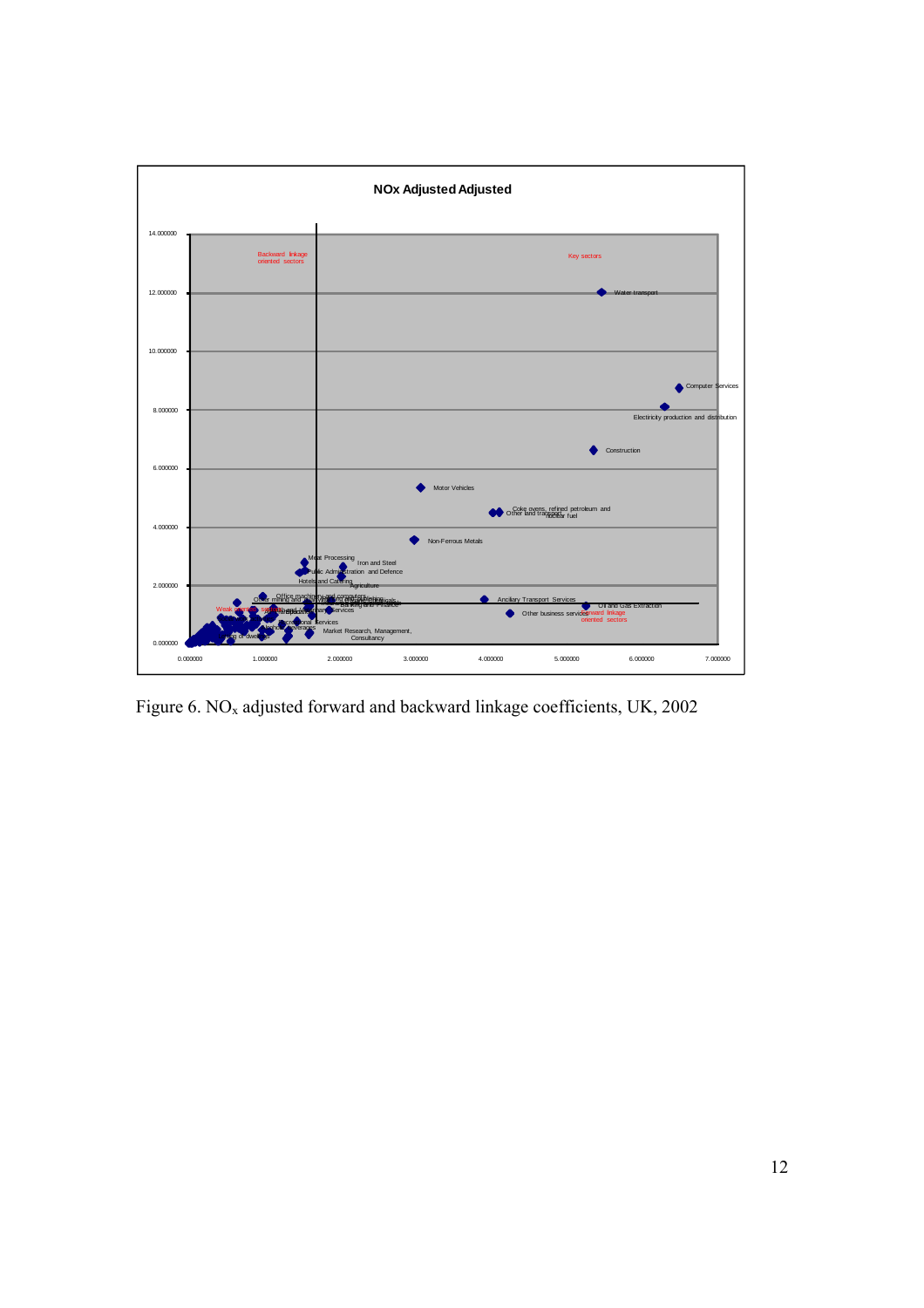Figure 6. $NO_x$ adjusted forward and backward linkage coefficients, UK, 2002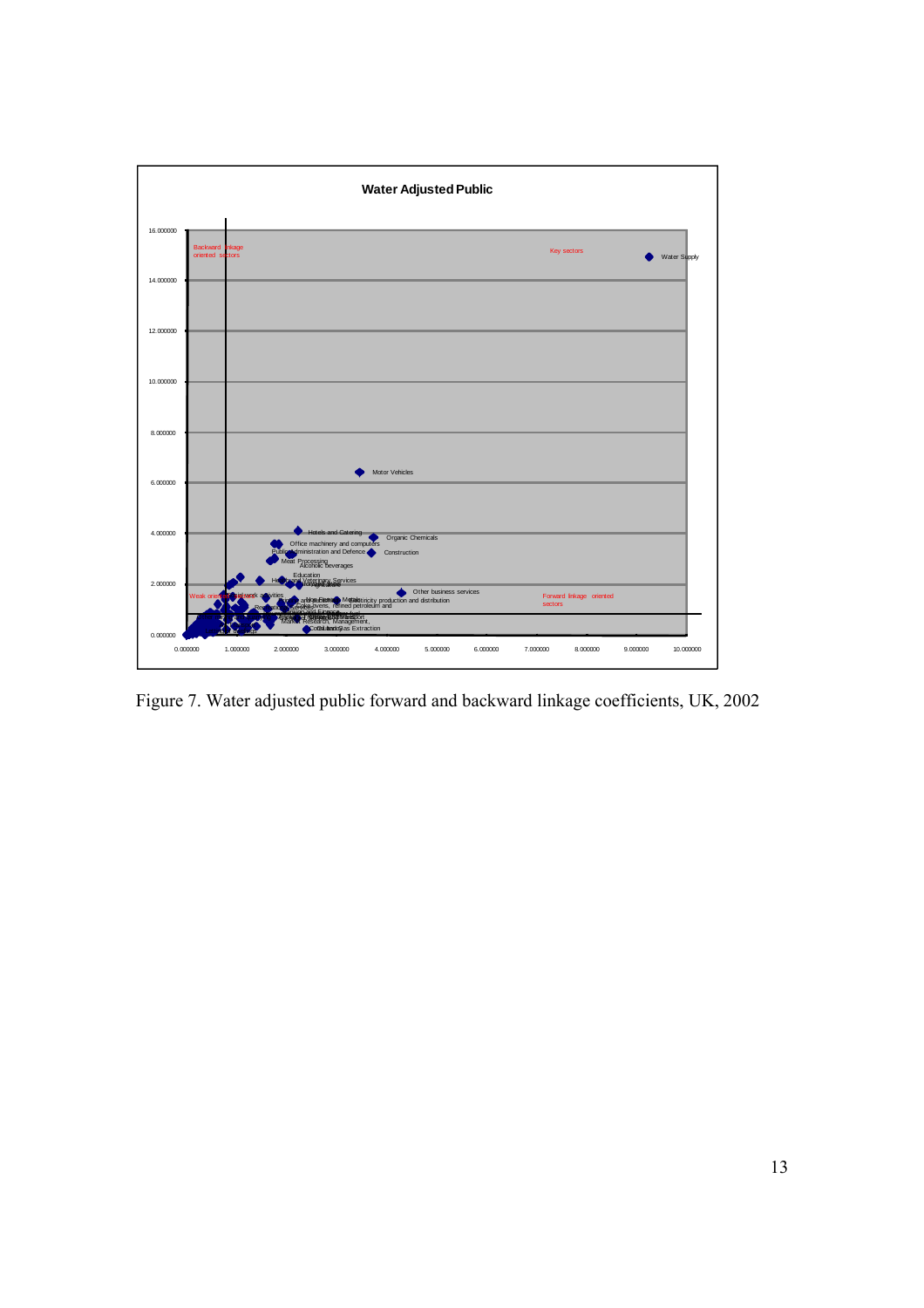Figure 7. Water adjusted public forward and backward linkage coefficients, UK, 2002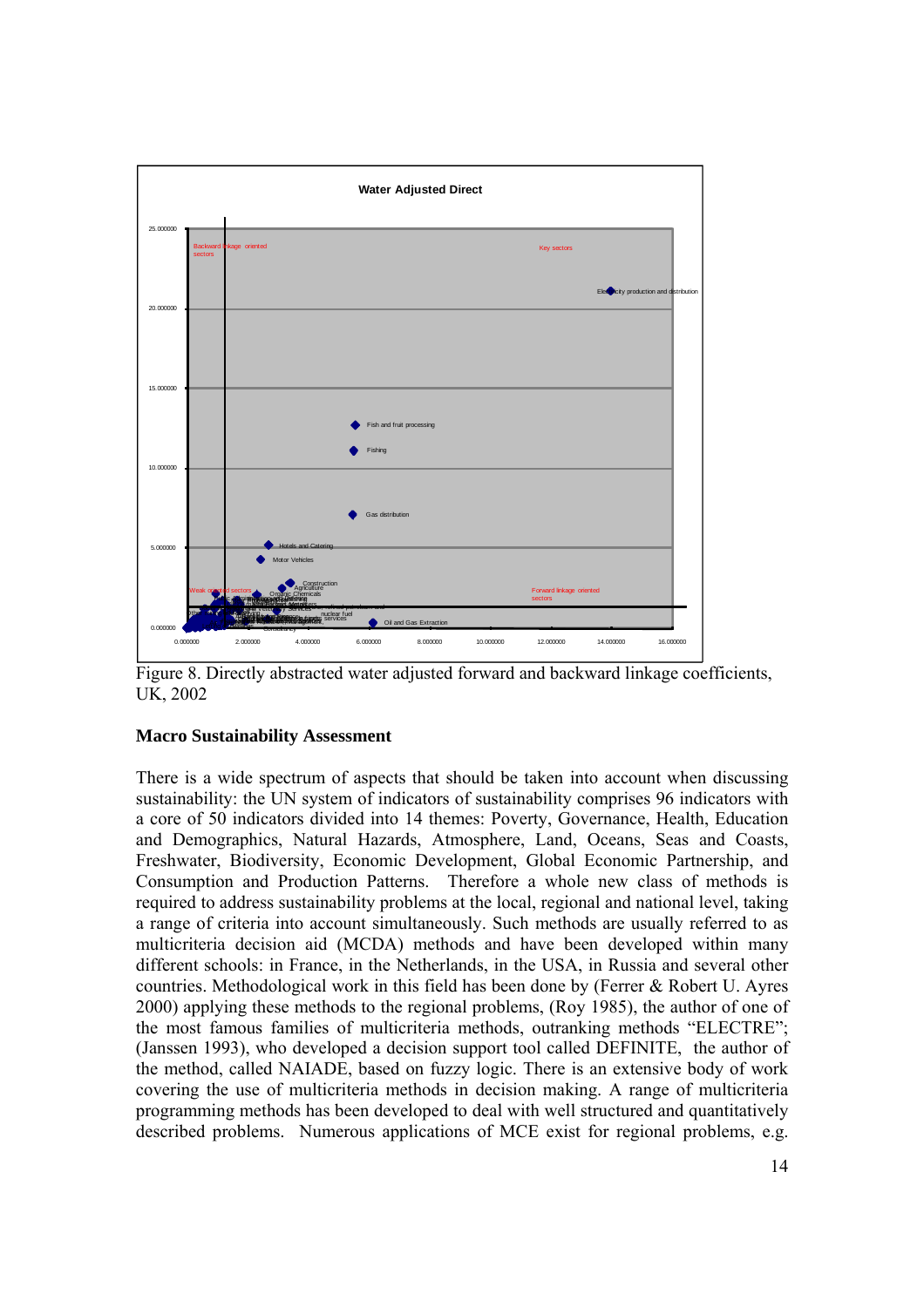Figure 8. Directly abstracted water adjusted forward and backward linkage coefficients, UK, 2002

## Macro Sustainability Assessment

There is a wide spectrum of aspects that should be taken into account when discussing sustainability: the UN system of indicators of sustainability comprises 96 indicators with a core of 50 indicators divided into 14 themes: Poverty, Governance, Health, Education and Demographics, Natural Hazards, Atmosphere, Land, Oceans, Seas and Coasts, Freshwater, Biodiversity, Economic Development, Global Economic Partnership, and Consumption and Production Patterns. Therefore a whole new class of methods is required to address sustainability problems at the local, regional and national level, taking a range of criteria into account simultaneously. Such methods are usually referred to as multicriteria decision aid (MCDA) methods and have been developed within many different schools: in France, in the Netherlands, in the USA, in Russia and several other countries. Methodological work in this field has been done by (Ferrer & Robert U. Ayres 2000) applying these methods to the regional problems, (Roy 1985), the author of one of the most famous families of multicriteria methods, outranking methods "ELECTRE"; (Janssen 1993), who developed a decision support tool called DEFINITE, the author of the method, called NAIADE, based on fuzzy logic. There is an extensive body of work covering the use of multicriteria methods in decision making. A range of multicriteria programming methods has been developed to deal with well structured and quantitatively described problems. Numerous applications of MCE exist for regional problems, e.g.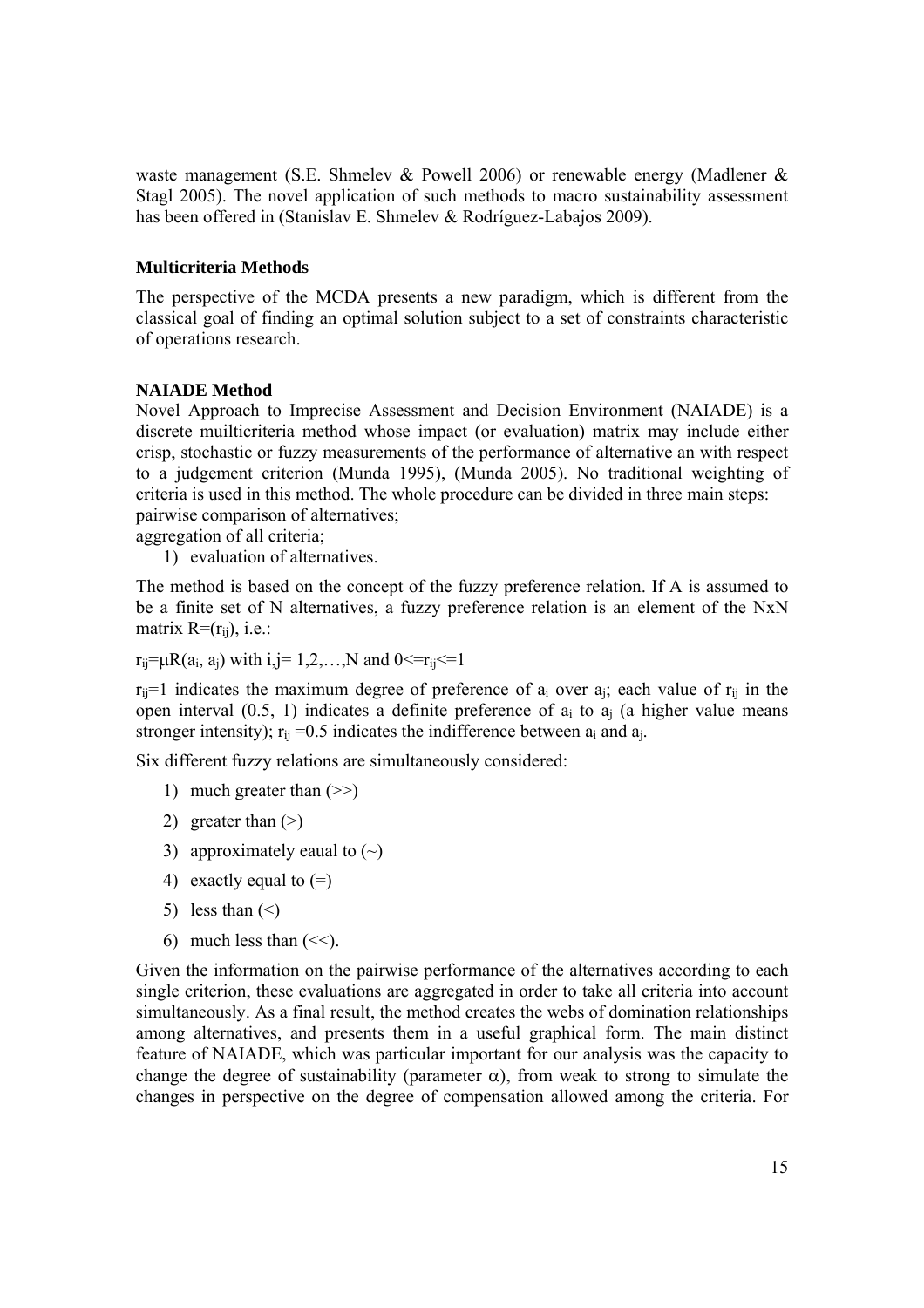waste management (S.E. Shmelev & Powell 2006) or renewable energy (Madlener & Stagl 2005). The novel application of such methods to macro sustainability assessment has been offered in (Stanislav E. Shmelev & Rodríguez-Labajos 2009).

### Multicriteria Methods

The perspective of the MCDA presents a new paradigm, which is different from the classical goal of finding an optimal solution subject to a set of constraints characteristic of operations research.

### NAIADE Method

Novel Approach to Imprecise Assessment and Decision Environment (NAIADE) is a discrete muilticriteria method whose impact (or evaluation) matrix may include either crisp, stochastic or fuzzy measurements of the performance of alternative an with respect to a judgement criterion (Munda 1995), (Munda 2005). No traditional weighting of criteria is used in this method. The whole procedure can be divided in three main steps:
pairwise comparison of alternatives;
aggregation of all criteria;

1) evaluation of alternatives.

The method is based on the concept of the fuzzy preference relation. If A is assumed to be a finite set of N alternatives, a fuzzy preference relation is an element of the NxN matrix $R=(r_{ij})$, i.e.:

$r_{ij}=\mu R(a_i, a_j)$ with $i,j= 1,2,\ldots,N$ and $0<=r_{ij}<=1$

$r_{ij}=1$ indicates the maximum degree of preference of $a_i$ over $a_j$; each value of $r_{ij}$ in the open interval (0.5, 1) indicates a definite preference of $a_i$ to $a_j$ (a higher value means stronger intensity); $r_{ij}=0.5$ indicates the indifference between $a_i$ and $a_j$.

Six different fuzzy relations are simultaneously considered:

1) much greater than (>>)
2) greater than (>)
3) approximately eaual to (~)
4) exactly equal to (=)
5) less than (<)
6) much less than (<<).

Given the information on the pairwise performance of the alternatives according to each single criterion, these evaluations are aggregated in order to take all criteria into account simultaneously. As a final result, the method creates the webs of domination relationships among alternatives, and presents them in a useful graphical form. The main distinct feature of NAIADE, which was particular important for our analysis was the capacity to change the degree of sustainability (parameter $\alpha$), from weak to strong to simulate the changes in perspective on the degree of compensation allowed among the criteria. For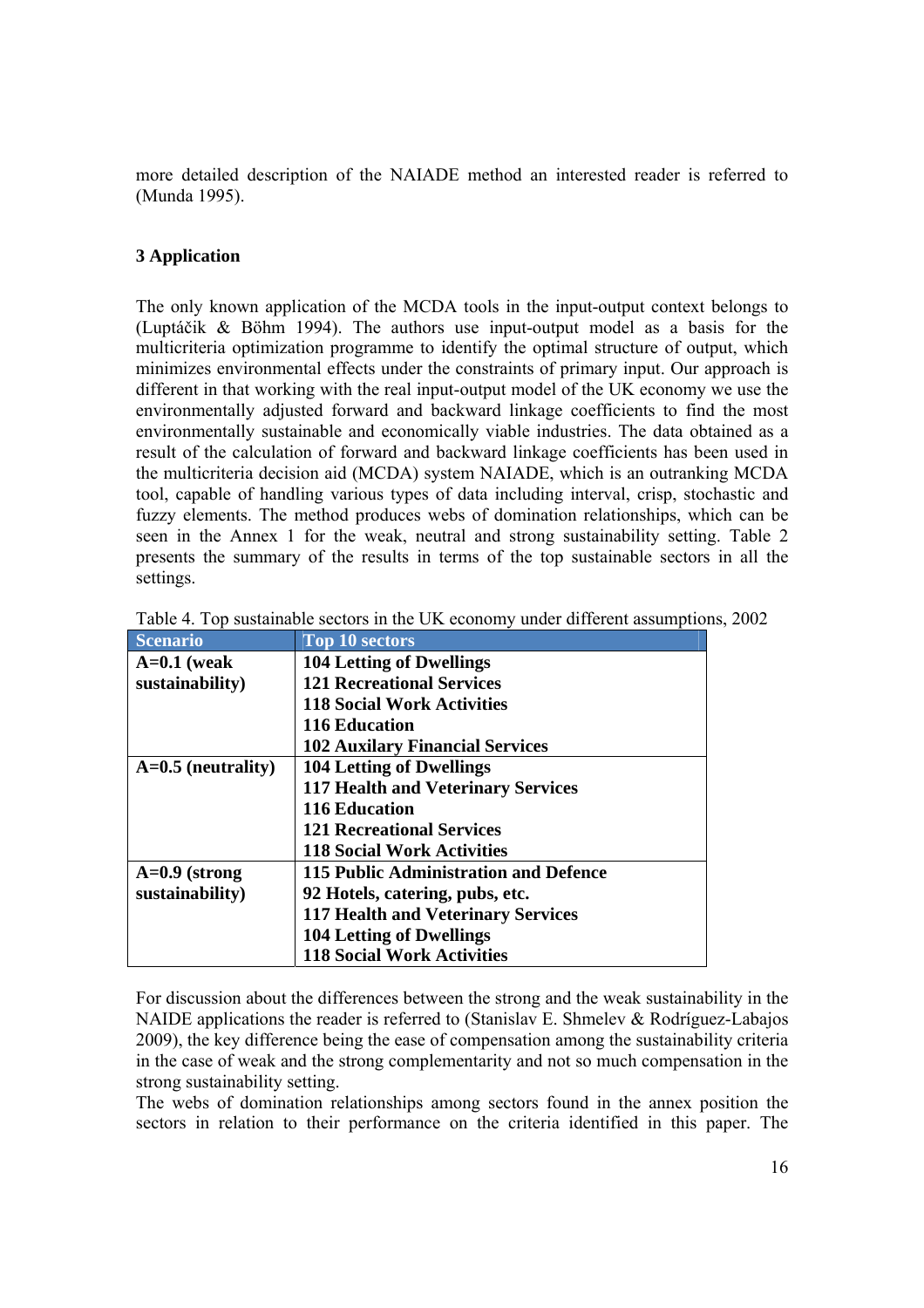more detailed description of the NAIADE method an interested reader is referred to (Munda 1995).

### 3 Application

The only known application of the MCDA tools in the input-output context belongs to (Luptáčik & Böhm 1994). The authors use input-output model as a basis for the multicriteria optimization programme to identify the optimal structure of output, which minimizes environmental effects under the constraints of primary input. Our approach is different in that working with the real input-output model of the UK economy we use the environmentally adjusted forward and backward linkage coefficients to find the most environmentally sustainable and economically viable industries. The data obtained as a result of the calculation of forward and backward linkage coefficients has been used in the multicriteria decision aid (MCDA) system NAIADE, which is an outranking MCDA tool, capable of handling various types of data including interval, crisp, stochastic and fuzzy elements. The method produces webs of domination relationships, which can be seen in the Annex 1 for the weak, neutral and strong sustainability setting. Table 2 presents the summary of the results in terms of the top sustainable sectors in all the settings.

Table 4. Top sustainable sectors in the UK economy under different assumptions, 2002

| Scenario | Top 10 sectors |
|---|---|
| **A=0.1 (weak sustainability)** | **104 Letting of Dwellings**<br>**121 Recreational Services**<br>**118 Social Work Activities**<br>**116 Education**<br>**102 Auxilary Financial Services** |
| **A=0.5 (neutrality)** | **104 Letting of Dwellings**<br>**117 Health and Veterinary Services**<br>**116 Education**<br>**121 Recreational Services**<br>**118 Social Work Activities** |
| **A=0.9 (strong sustainability)** | **115 Public Administration and Defence**<br>**92 Hotels, catering, pubs, etc.**<br>**117 Health and Veterinary Services**<br>**104 Letting of Dwellings**<br>**118 Social Work Activities** |

For discussion about the differences between the strong and the weak sustainability in the NAIDE applications the reader is referred to (Stanislav E. Shmelev & Rodríguez-Labajos 2009), the key difference being the ease of compensation among the sustainability criteria in the case of weak and the strong complementarity and not so much compensation in the strong sustainability setting.
The webs of domination relationships among sectors found in the annex position the sectors in relation to their performance on the criteria identified in this paper. The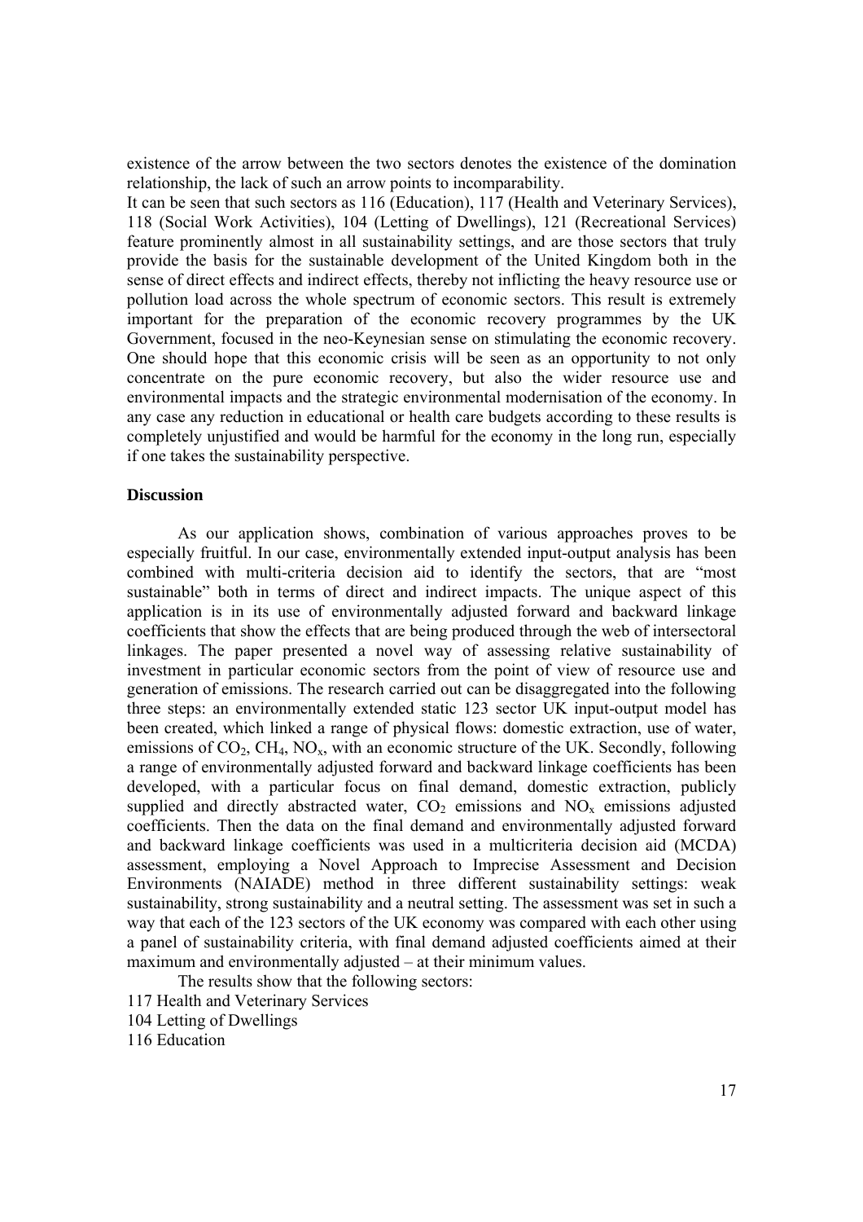existence of the arrow between the two sectors denotes the existence of the domination relationship, the lack of such an arrow points to incomparability.

It can be seen that such sectors as 116 (Education), 117 (Health and Veterinary Services), 118 (Social Work Activities), 104 (Letting of Dwellings), 121 (Recreational Services) feature prominently almost in all sustainability settings, and are those sectors that truly provide the basis for the sustainable development of the United Kingdom both in the sense of direct effects and indirect effects, thereby not inflicting the heavy resource use or pollution load across the whole spectrum of economic sectors. This result is extremely important for the preparation of the economic recovery programmes by the UK Government, focused in the neo-Keynesian sense on stimulating the economic recovery. One should hope that this economic crisis will be seen as an opportunity to not only concentrate on the pure economic recovery, but also the wider resource use and environmental impacts and the strategic environmental modernisation of the economy. In any case any reduction in educational or health care budgets according to these results is completely unjustified and would be harmful for the economy in the long run, especially if one takes the sustainability perspective.

**Discussion**

As our application shows, combination of various approaches proves to be especially fruitful. In our case, environmentally extended input-output analysis has been combined with multi-criteria decision aid to identify the sectors, that are "most sustainable" both in terms of direct and indirect impacts. The unique aspect of this application is in its use of environmentally adjusted forward and backward linkage coefficients that show the effects that are being produced through the web of intersectoral linkages. The paper presented a novel way of assessing relative sustainability of investment in particular economic sectors from the point of view of resource use and generation of emissions. The research carried out can be disaggregated into the following three steps: an environmentally extended static 123 sector UK input-output model has been created, which linked a range of physical flows: domestic extraction, use of water, emissions of $CO_2$, $CH_4$, $NO_x$, with an economic structure of the UK. Secondly, following a range of environmentally adjusted forward and backward linkage coefficients has been developed, with a particular focus on final demand, domestic extraction, publicly supplied and directly abstracted water, $CO_2$ emissions and $NO_x$ emissions adjusted coefficients. Then the data on the final demand and environmentally adjusted forward and backward linkage coefficients was used in a multicriteria decision aid (MCDA) assessment, employing a Novel Approach to Imprecise Assessment and Decision Environments (NAIADE) method in three different sustainability settings: weak sustainability, strong sustainability and a neutral setting. The assessment was set in such a way that each of the 123 sectors of the UK economy was compared with each other using a panel of sustainability criteria, with final demand adjusted coefficients aimed at their maximum and environmentally adjusted – at their minimum values.

The results show that the following sectors:

117 Health and Veterinary Services
104 Letting of Dwellings
116 Education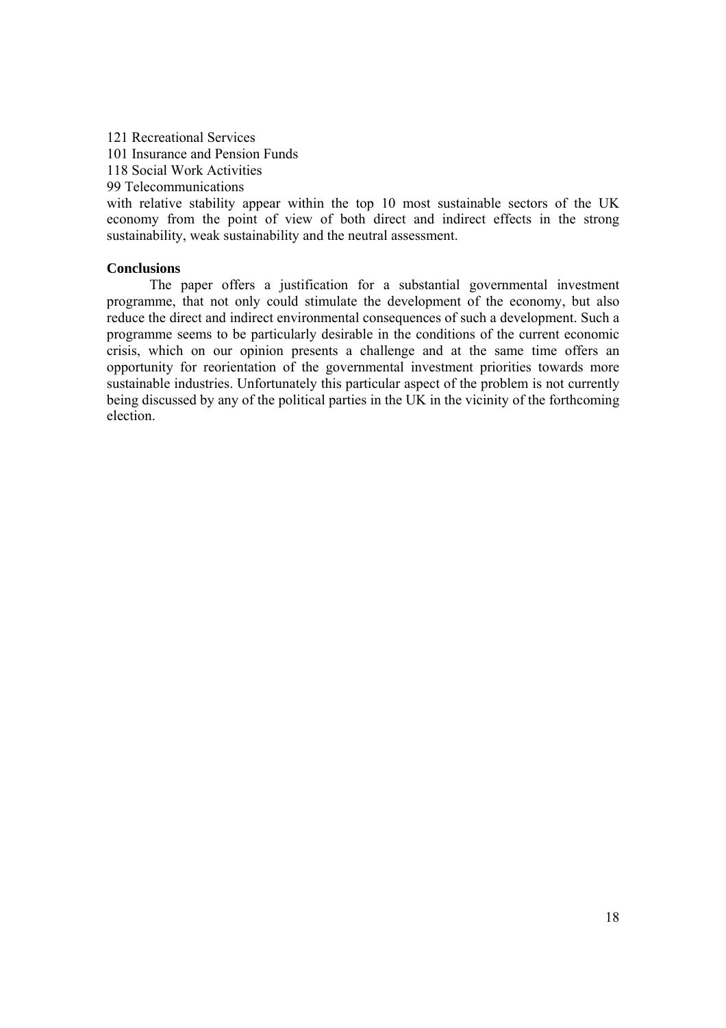121 Recreational Services
101 Insurance and Pension Funds
118 Social Work Activities
99 Telecommunications
with relative stability appear within the top 10 most sustainable sectors of the UK economy from the point of view of both direct and indirect effects in the strong sustainability, weak sustainability and the neutral assessment.

**Conclusions**

The paper offers a justification for a substantial governmental investment programme, that not only could stimulate the development of the economy, but also reduce the direct and indirect environmental consequences of such a development. Such a programme seems to be particularly desirable in the conditions of the current economic crisis, which on our opinion presents a challenge and at the same time offers an opportunity for reorientation of the governmental investment priorities towards more sustainable industries. Unfortunately this particular aspect of the problem is not currently being discussed by any of the political parties in the UK in the vicinity of the forthcoming election.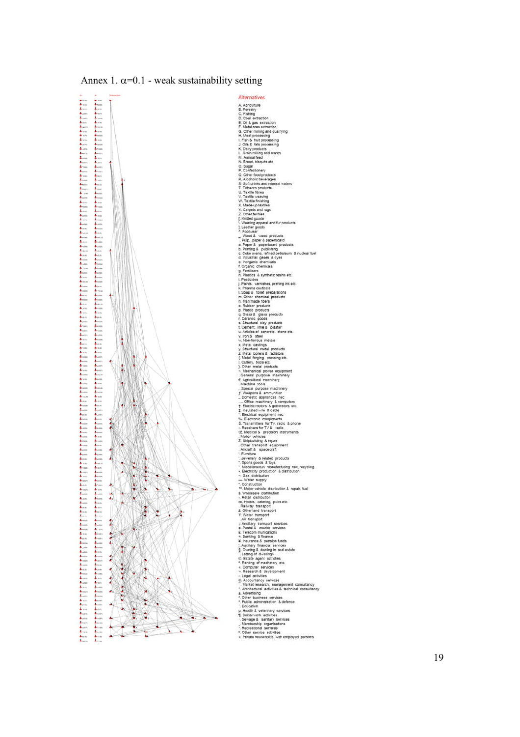Annex 1. $\alpha$=0.1 - weak sustainability setting

Alternatives

A. Agriculture
B. Forestry
C. Fishing
D. Coal extraction
E. Oil & gas extraction
F. Metal ores extraction
G. Other mining and quarrying
H. Meat processing
I. Fish & fruit processing
J. Oils & fats processing
K. Dairy products
L. Grain milling and starch
M. Animal feed
N. Bread, biscuits etc
O. Sugar
P. Confectionery
Q. Other food products
R. Alcoholic beverages
S. Soft drinks and mineral waters
T. Tobacco products
U. Textile fibres
V. Textile weaving
W. Textile finishing
X. Made-up textiles
Y. Carpets and rugs
Z. Other textiles
[. Knitted goods
\. Wearing apparel and fur products
]. Leather goods
^. Footwear
_. Wood & wood products
`. Pulp, paper & paperboard
a. Paper & paperboard products
b. Printing & publishing
c. Coke ovens, refined petroleum & nuclear fuel
d. Industrial gases & dyes
e. Inorganic chemicals
f. Organic chemicals
g. Fertilisers
h. Plastics & synthetic resins etc.
i. Pesticides
j. Paints, varnishes, printing ink etc.
k. Pharmaceuticals
l. Soap & toilet preparations
m. Other chemical products
n. Man made fibers
o. Rubber products
p. Plastic products
q. Glass & glass products
r. Ceramic goods
s. Structural clay products
t. Cement, lime & plaster
u. Articles of concrete, stone etc.
v. Iron & steel
w. Non-ferrous metals
x. Metal castings
y. Structural metal products
z. Metal boilers & radiators
{. Metal forging, pressing etc.
|. Cutlery, tools etc.
}. Other metal products
~. Mechanical power equipment
. General purpose machinery
€. Agricultural machinery
. Machine tools
‚. Special purpose machinery
ƒ. Weapons & ammunition
„. Domestic appliances nec
…. Office machinery & computers
†. Electric motors & generators etc.
‡. Insulated wire & cable
ˆ. Electrical equipment nec
‰. Electronic components
Š. Transmitters for TV, radio & phone
‹. Receivers for TV & radio
Œ. Medical & precision instruments
. Motor vehicles
Ž. Shipbuilding & repair
. Other transport equipment
. Aircraft & spacecraft
'. Furniture
'. Jewellery & related products
". Sports goods & toys
". Miscellaneous manufacturing nec, recycling
•. Electricity production & distribution
–. Gas distribution
—. Water supply
˜. Construction
™. Motor vehicle distribution & repair, fuel
š. Wholesale distribution
›. Retail distribution
œ. Hotels, catering, pubs etc.
. Railway transport
ž. Other land transport
Ÿ. Water transport
 . Air transport
¡. Ancillary transport services
¢. Postal & courier services
£. Telecommunications
¤. Banking & finance
¥. Insurance & pension funds
¦. Auxiliary financial services
§. Owning & dealing in real estate
¨. Letting of dwellings
©. Estate agent activities
ª. Renting of machinery etc.
«. Computer services
¬. Research & development
-. Legal activities
®. Accountancy services
¯. Market research, management consultancy
°. Architectural activities & technical consultancy
±. Advertising
². Other business services
³. Public administration & defence
´. Education
µ. Health & veterinary services
¶. Social work activities
·. Sewage & sanitary services
¸. Membership organisations
¹. Recreational services
º. Other service activities
». Private households with employed persons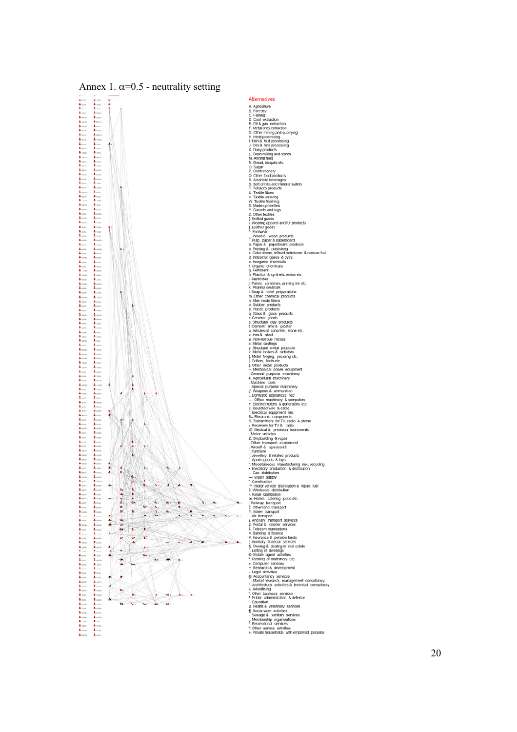# Annex 1. $\alpha$=0.5 - neutrality setting

Alternatives

A. Agriculture
B. Forestry
C. Fishing
D. Coal extraction
E. Oil & gas extraction
F. Metal ores extraction
G. Other mining and quarrying
H. Meat processing
I. Fish & fruit processing
J. Oils & fats processing
K. Dairy products
L. Grain milling and starch
M. Animal feed
N. Bread, biscuits etc
O. Sugar
P. Confectionery
Q. Other food products
R. Alcoholic beverages
S. Soft drinks and mineral waters
T. Tobacco products
U. Textile fibres
V. Textile weaving
W. Textile finishing
X. Made-up textiles
Y. Carpets and rugs
Z. Other textiles
[ Knitted goods
\ Wearing apparel and fur products
] Leather goods
^ Footwear
_ Wood & wood products
` Pulp, paper & paperboard
a. Paper & paperboard products
b. Printing & publishing
c. Coke ovens, refined petroleum & nuclear fuel
d. Industrial gases & dyes
e. Inorganic chemicals
f. Organic chemicals
g. Fertilisers
h. Plastics & synthetic resins etc.
i. Pesticides
j. Paints, varnishes, printing ink etc.
k. Pharma ceuticals
l. Soap & toilet preparations
m. Other chemical products
n. Man made fibers
o. Rubber products
p. Plastic products
q. Glass & glass products
r. Ceramic goods
s. Structural clay products
t. Cement, lime & plaster
u. Articles of concrete, stone etc.
v. Iron & steel
w. Non-ferrous metals
x. Metal castings
y. Structural metal products
z. Metal boilers & radiators
{ Metal forging, pressing etc.
| Cutlery, tools etc.
} Other metal products
~ Mechanical power equipment
 General purpose machinery
€ Agricultural machinery
‚ Machine tools
ƒ Special purpose machinery
„ Weapons & ammunition
… Domestic appliances nec
† Office machinery & computers
‡ Electric motors & generators etc.
ˆ Insulated wire & cable
‰ Electrical equipment nec
Š Electronic components
‹ Transmitters for TV, radio & phone
Œ Receivers for TV & radio
 Medical & precision instruments
Ž Motor vehicles
 Shipbuilding & repair
 Other transport equipment
' Aircraft & spacecraft
' Furniture
" Jewellery & related products
" Sports goods & toys
• Miscellaneous manufacturing nec, recycling
– Electricity production & distribution
— Gas distribution
˜ Water supply
™ Construction
š Motor vehicle distribution & repair, fuel
› Wholesale distribution
œ Retail distribution
 Hotels, catering, pubs etc.
ž Railway transport
Ÿ Other land transport
  Water transport
¡ Air transport
¢ Ancillary transport services
£ Postal & courier services
¤ Telecom munications
¥ Banking & finance
¦ Insurance & pension funds
§ Auxiliary financial services
¨ Owning & dealing in real estate
© Letting of dwellings
ª Estate agent activities
« Renting of machinery etc.
¬ Computer services
­ Research & development
® Legal activities
¯ Accountancy services
° Market research, management consultancy
± Architectural activities & technical consultancy
² Advertising
³ Other business services
´ Public administration & defence
µ Education
¶ Health & veterinary services
· Social work activities
¸ Sewage & sanitary services
¹ Membership organisations
º Recreational services
» Other service activities
¼ Private households with employed persons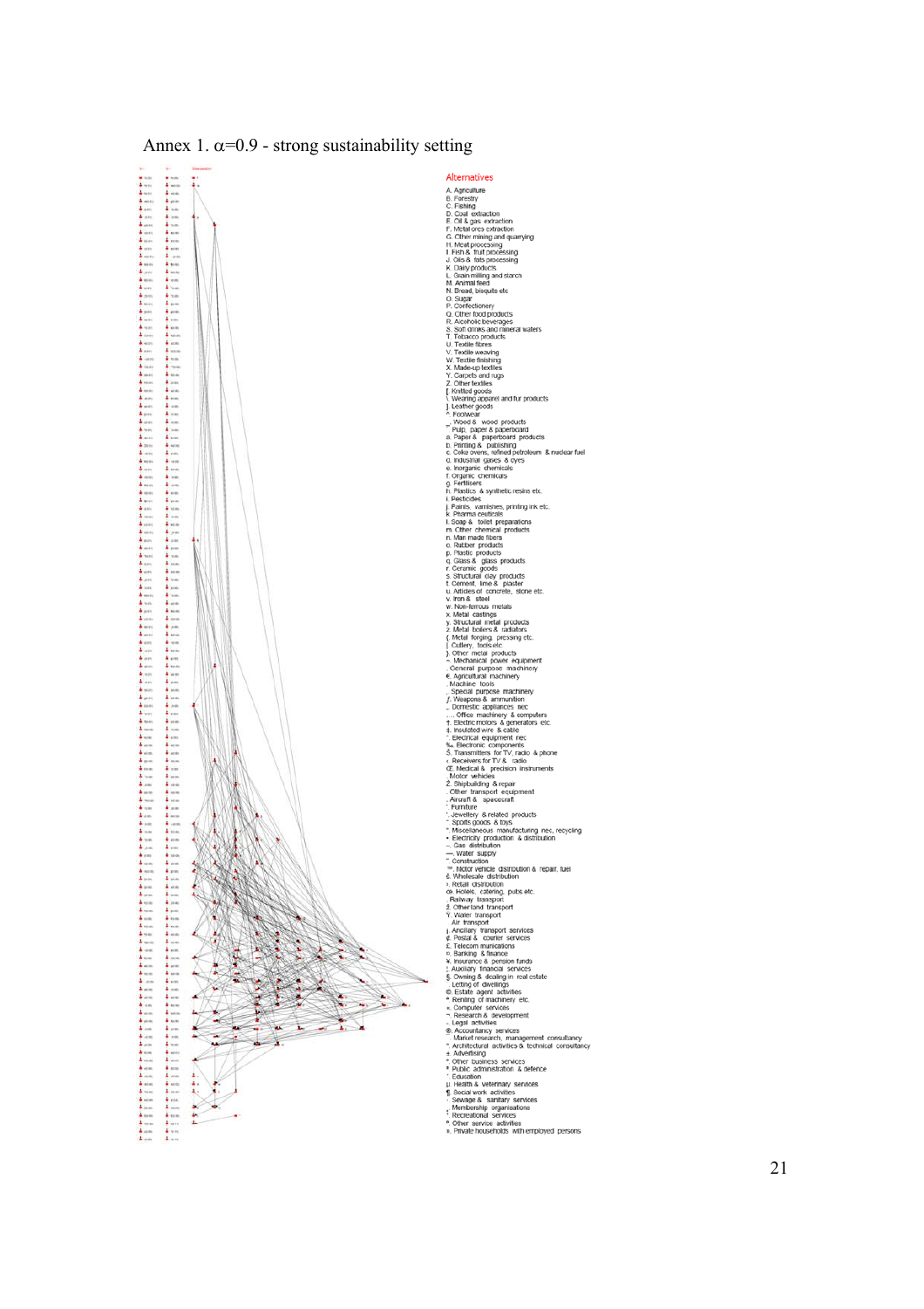# Annex 1. $\alpha$=0.9 - strong sustainability setting

Alternatives

A. Agriculture
B. Forestry
C. Fishing
D. Coal extraction
E. Oil & gas extraction
F. Metal ores extraction
G. Other mining and quarrying
H. Meat processing
I. Fish & fruit processing
J. Oils & fats processing
K. Dairy products
L. Grain milling and starch
M. Animal feed
N. Bread, biscuits etc
O. Sugar
P. Confectionery
Q. Other food products
R. Alcoholic beverages
S. Soft drinks and mineral waters
T. Tobacco products
U. Textile fibres
V. Textile weaving
W. Textile finishing
X. Made-up textiles
Y. Carpets and rugs
Z. Other textiles
[ Knitted goods
\ Wearing apparel and fur products
] Leather goods
^ Footwear
_ Wood & wood products
` Pulp, paper & paperboard
a. Paper & paperboard products
b. Printing & publishing
c. Coke ovens, refined petroleum & nuclear fuel
d. Industrial gases & dyes
e. Inorganic chemicals
f. Organic chemicals
g. Fertilisers
h. Plastics & synthetic resins etc.
i. Pesticides
j. Paints, varnishes, printing ink etc.
k. Pharmaceuticals
l. Soap & toilet preparations
m. Other chemical products
n. Man made fibres
o. Rubber products
p. Plastic products
q. Glass & glass products
r. Ceramic goods
s. Structural clay products
t. Cement, lime & plaster
u. Articles of concrete, stone etc.
v. Iron & steel
w. Non-ferrous metals
x. Metal castings
y. Structural metal products
z. Metal boilers & radiators
{ Metal forging, pressing etc.
| Cutlery, tools etc.
} Other metal products
~ Mechanical power equipment
 General purpose machinery
€ Agricultural machinery
 Machine tools
‚ Special purpose machinery
ƒ Weapons & ammunition
„ Domestic appliances nec
… Office machinery & computers
† Electric motors & generators etc.
‡ Insulated wire & cable
ˆ Electrical equipment nec
‰ Electronic components
Š Transmitters for TV, radio & phone
‹ Receivers for TV & radio
Œ Medical & precision instruments
 Motor vehicles
Ž Shipbuilding & repair
 Other transport equipment
 Aircraft & spacecraft
' Furniture
' Jewellery & related products
" Sports goods & toys
" Miscellaneous manufacturing nec, recycling
• Electricity production & distribution
– Gas distribution
— Water supply
˜ Construction
™ Motor vehicle distribution & repair, fuel
š Wholesale distribution
› Retail distribution
œ Hotels, catering, pubs etc.
 Railway transport
ž Other land transport
Ÿ Water transport
  Air transport
¡ Ancillary transport services
¢ Postal & courier services
£ Telecommunications
¤ Banking & finance
¥ Insurance & pension funds
¦ Auxiliary financial services
§ Owning & dealing in real estate
¨ Letting of dwellings
© Estate agent activities
ª Renting of machinery etc.
« Computer services
¬ Research & development
­ Legal activities
® Accountancy services
¯ Market research, management consultancy
° Architectural activities & technical consultancy
± Advertising
² Other business services
³ Public administration & defence
´ Education
µ Health & veterinary services
¶ Social work activities
· Sewage & sanitary services
¸ Membership organisations
¹ Recreational services
º Other service activities
» Private households with employed persons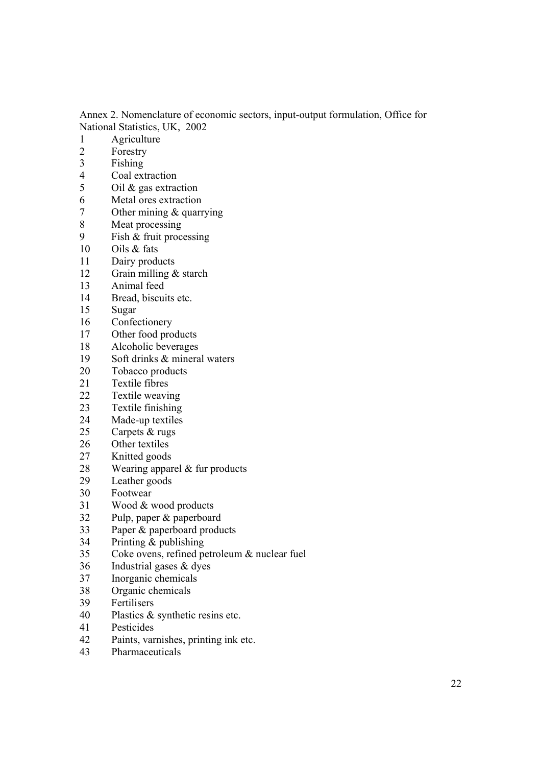Annex 2. Nomenclature of economic sectors, input-output formulation, Office for National Statistics, UK, 2002

1 Agriculture
2 Forestry
3 Fishing
4 Coal extraction
5 Oil & gas extraction
6 Metal ores extraction
7 Other mining & quarrying
8 Meat processing
9 Fish & fruit processing
10 Oils & fats
11 Dairy products
12 Grain milling & starch
13 Animal feed
14 Bread, biscuits etc.
15 Sugar
16 Confectionery
17 Other food products
18 Alcoholic beverages
19 Soft drinks & mineral waters
20 Tobacco products
21 Textile fibres
22 Textile weaving
23 Textile finishing
24 Made-up textiles
25 Carpets & rugs
26 Other textiles
27 Knitted goods
28 Wearing apparel & fur products
29 Leather goods
30 Footwear
31 Wood & wood products
32 Pulp, paper & paperboard
33 Paper & paperboard products
34 Printing & publishing
35 Coke ovens, refined petroleum & nuclear fuel
36 Industrial gases & dyes
37 Inorganic chemicals
38 Organic chemicals
39 Fertilisers
40 Plastics & synthetic resins etc.
41 Pesticides
42 Paints, varnishes, printing ink etc.
43 Pharmaceuticals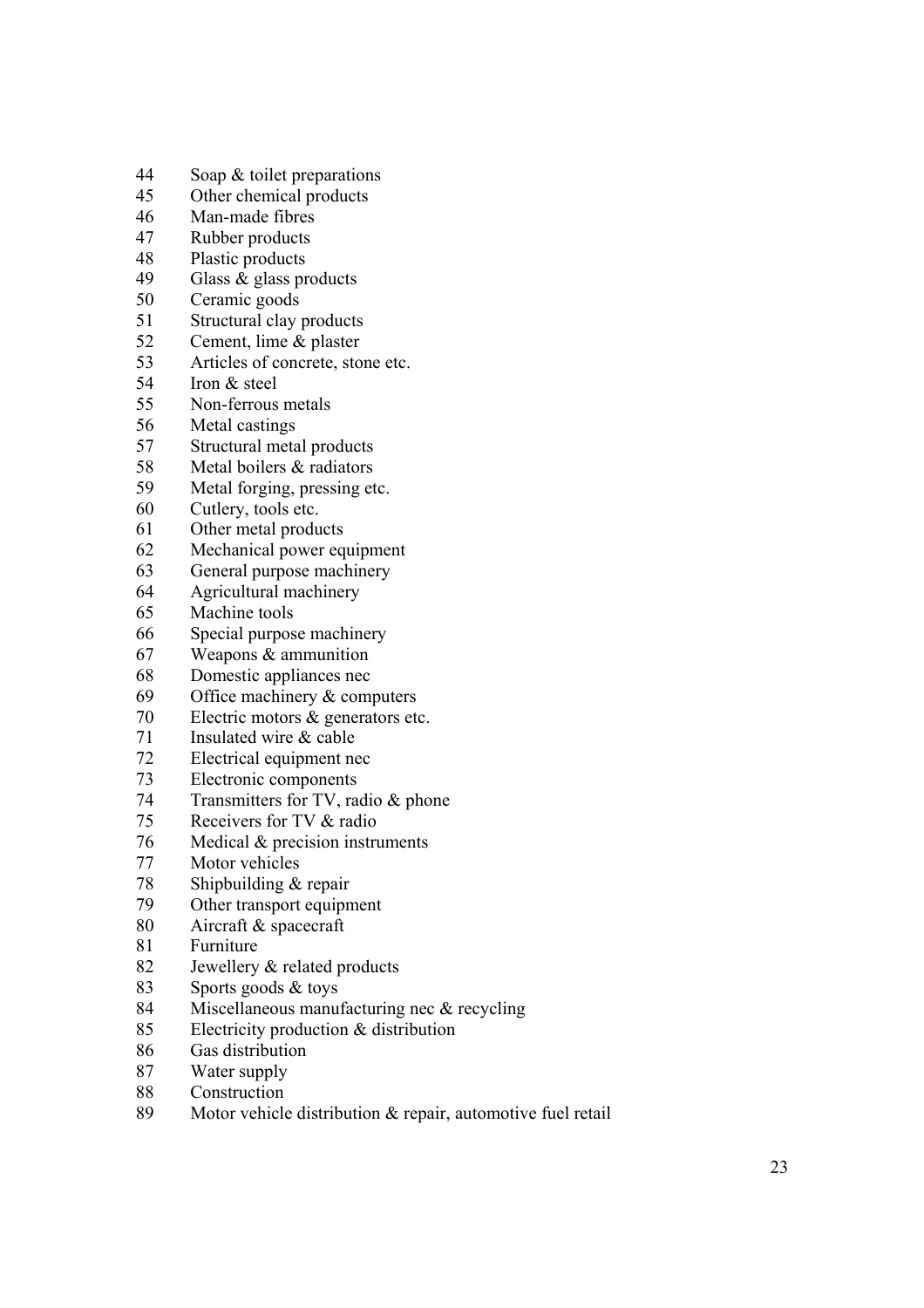44 Soap & toilet preparations
45 Other chemical products
46 Man-made fibres
47 Rubber products
48 Plastic products
49 Glass & glass products
50 Ceramic goods
51 Structural clay products
52 Cement, lime & plaster
53 Articles of concrete, stone etc.
54 Iron & steel
55 Non-ferrous metals
56 Metal castings
57 Structural metal products
58 Metal boilers & radiators
59 Metal forging, pressing etc.
60 Cutlery, tools etc.
61 Other metal products
62 Mechanical power equipment
63 General purpose machinery
64 Agricultural machinery
65 Machine tools
66 Special purpose machinery
67 Weapons & ammunition
68 Domestic appliances nec
69 Office machinery & computers
70 Electric motors & generators etc.
71 Insulated wire & cable
72 Electrical equipment nec
73 Electronic components
74 Transmitters for TV, radio & phone
75 Receivers for TV & radio
76 Medical & precision instruments
77 Motor vehicles
78 Shipbuilding & repair
79 Other transport equipment
80 Aircraft & spacecraft
81 Furniture
82 Jewellery & related products
83 Sports goods & toys
84 Miscellaneous manufacturing nec & recycling
85 Electricity production & distribution
86 Gas distribution
87 Water supply
88 Construction
89 Motor vehicle distribution & repair, automotive fuel retail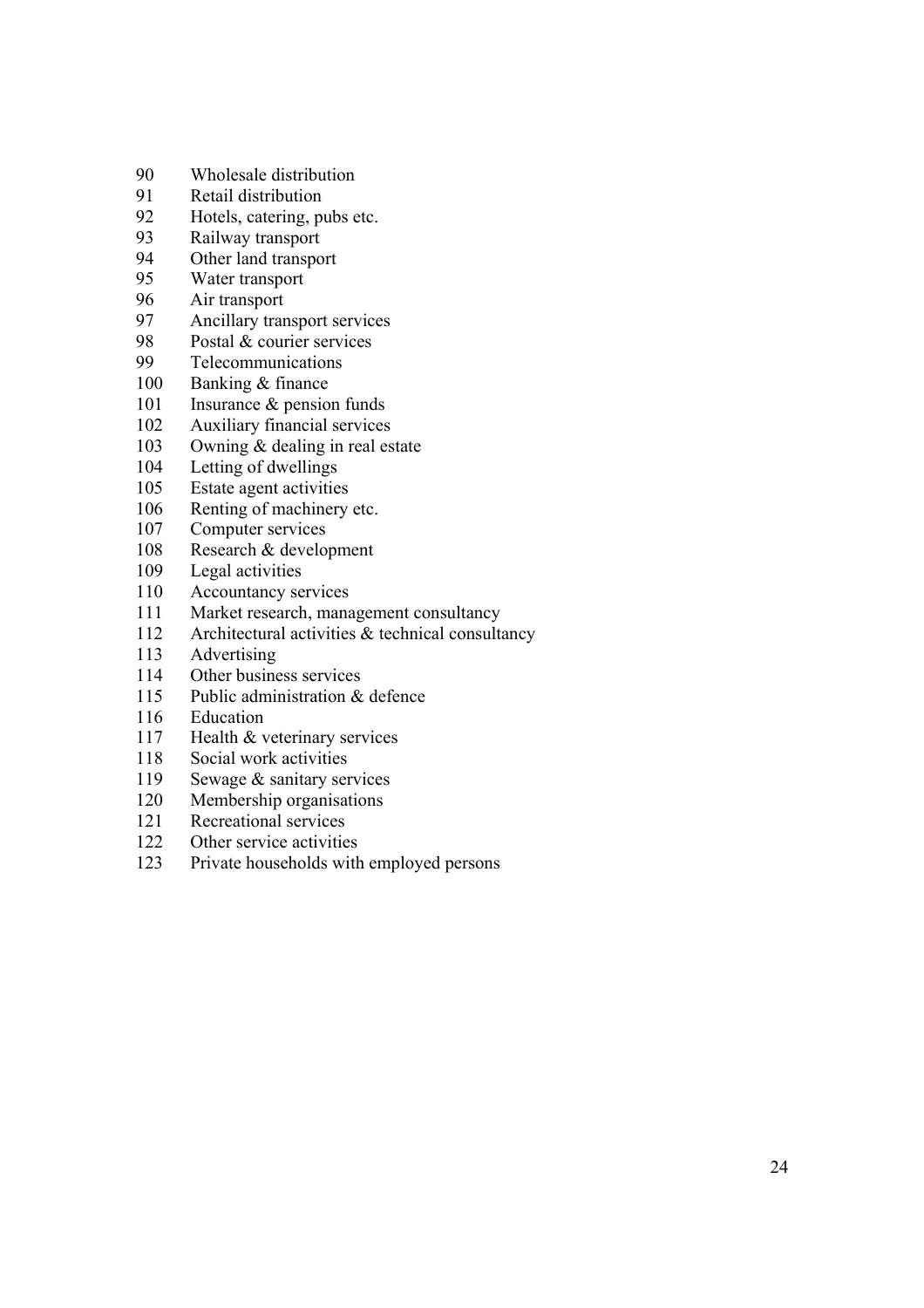90 Wholesale distribution
91 Retail distribution
92 Hotels, catering, pubs etc.
93 Railway transport
94 Other land transport
95 Water transport
96 Air transport
97 Ancillary transport services
98 Postal & courier services
99 Telecommunications
100 Banking & finance
101 Insurance & pension funds
102 Auxiliary financial services
103 Owning & dealing in real estate
104 Letting of dwellings
105 Estate agent activities
106 Renting of machinery etc.
107 Computer services
108 Research & development
109 Legal activities
110 Accountancy services
111 Market research, management consultancy
112 Architectural activities & technical consultancy
113 Advertising
114 Other business services
115 Public administration & defence
116 Education
117 Health & veterinary services
118 Social work activities
119 Sewage & sanitary services
120 Membership organisations
121 Recreational services
122 Other service activities
123 Private households with employed persons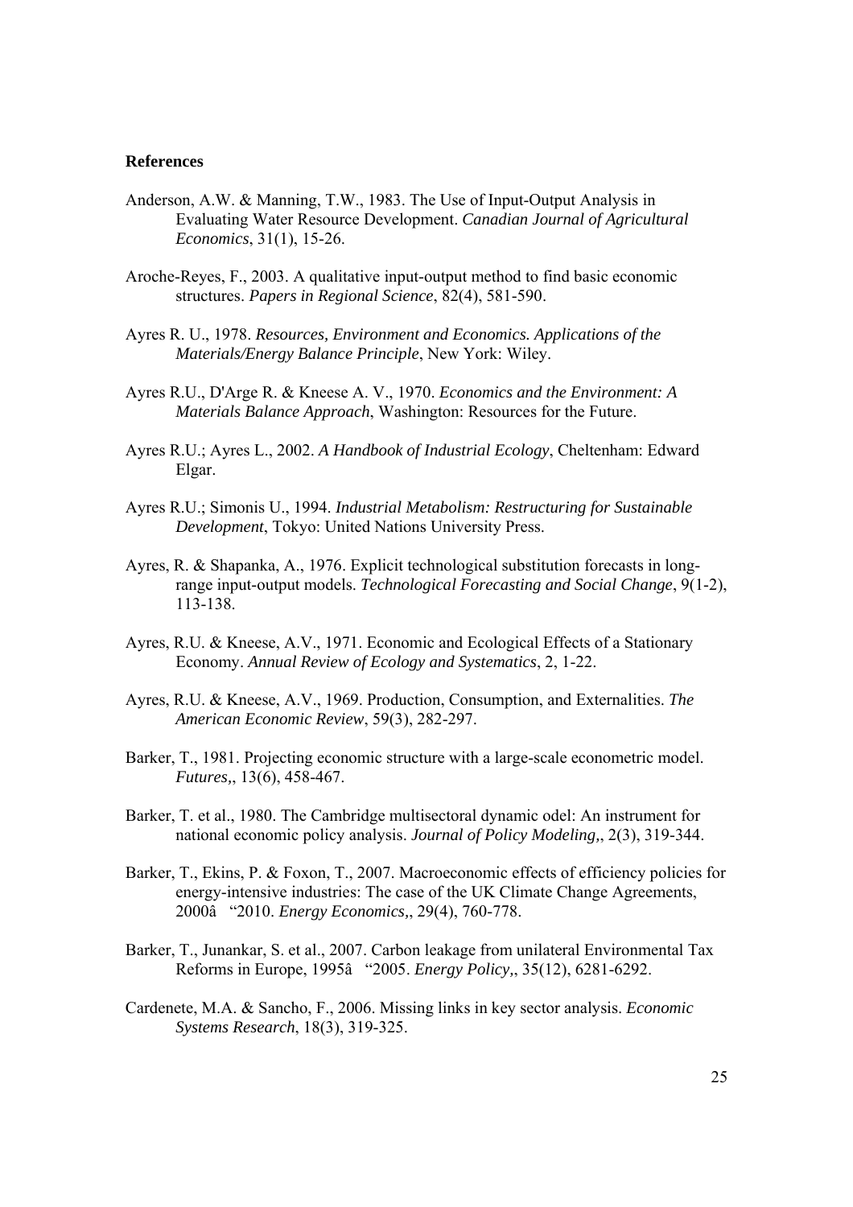**References**

Anderson, A.W. & Manning, T.W., 1983. The Use of Input-Output Analysis in Evaluating Water Resource Development. *Canadian Journal of Agricultural Economics*, 31(1), 15-26.

Aroche-Reyes, F., 2003. A qualitative input-output method to find basic economic structures. *Papers in Regional Science*, 82(4), 581-590.

Ayres R. U., 1978. *Resources, Environment and Economics. Applications of the Materials/Energy Balance Principle*, New York: Wiley.

Ayres R.U., D'Arge R. & Kneese A. V., 1970. *Economics and the Environment: A Materials Balance Approach*, Washington: Resources for the Future.

Ayres R.U.; Ayres L., 2002. *A Handbook of Industrial Ecology*, Cheltenham: Edward Elgar.

Ayres R.U.; Simonis U., 1994. *Industrial Metabolism: Restructuring for Sustainable Development*, Tokyo: United Nations University Press.

Ayres, R. & Shapanka, A., 1976. Explicit technological substitution forecasts in long-range input-output models. *Technological Forecasting and Social Change*, 9(1-2), 113-138.

Ayres, R.U. & Kneese, A.V., 1971. Economic and Ecological Effects of a Stationary Economy. *Annual Review of Ecology and Systematics*, 2, 1-22.

Ayres, R.U. & Kneese, A.V., 1969. Production, Consumption, and Externalities. *The American Economic Review*, 59(3), 282-297.

Barker, T., 1981. Projecting economic structure with a large-scale econometric model. *Futures*,, 13(6), 458-467.

Barker, T. et al., 1980. The Cambridge multisectoral dynamic odel: An instrument for national economic policy analysis. *Journal of Policy Modeling*,, 2(3), 319-344.

Barker, T., Ekins, P. & Foxon, T., 2007. Macroeconomic effects of efficiency policies for energy-intensive industries: The case of the UK Climate Change Agreements, 2000â "2010. *Energy Economics*,, 29(4), 760-778.

Barker, T., Junankar, S. et al., 2007. Carbon leakage from unilateral Environmental Tax Reforms in Europe, 1995â "2005. *Energy Policy*,, 35(12), 6281-6292.

Cardenete, M.A. & Sancho, F., 2006. Missing links in key sector analysis. *Economic Systems Research*, 18(3), 319-325.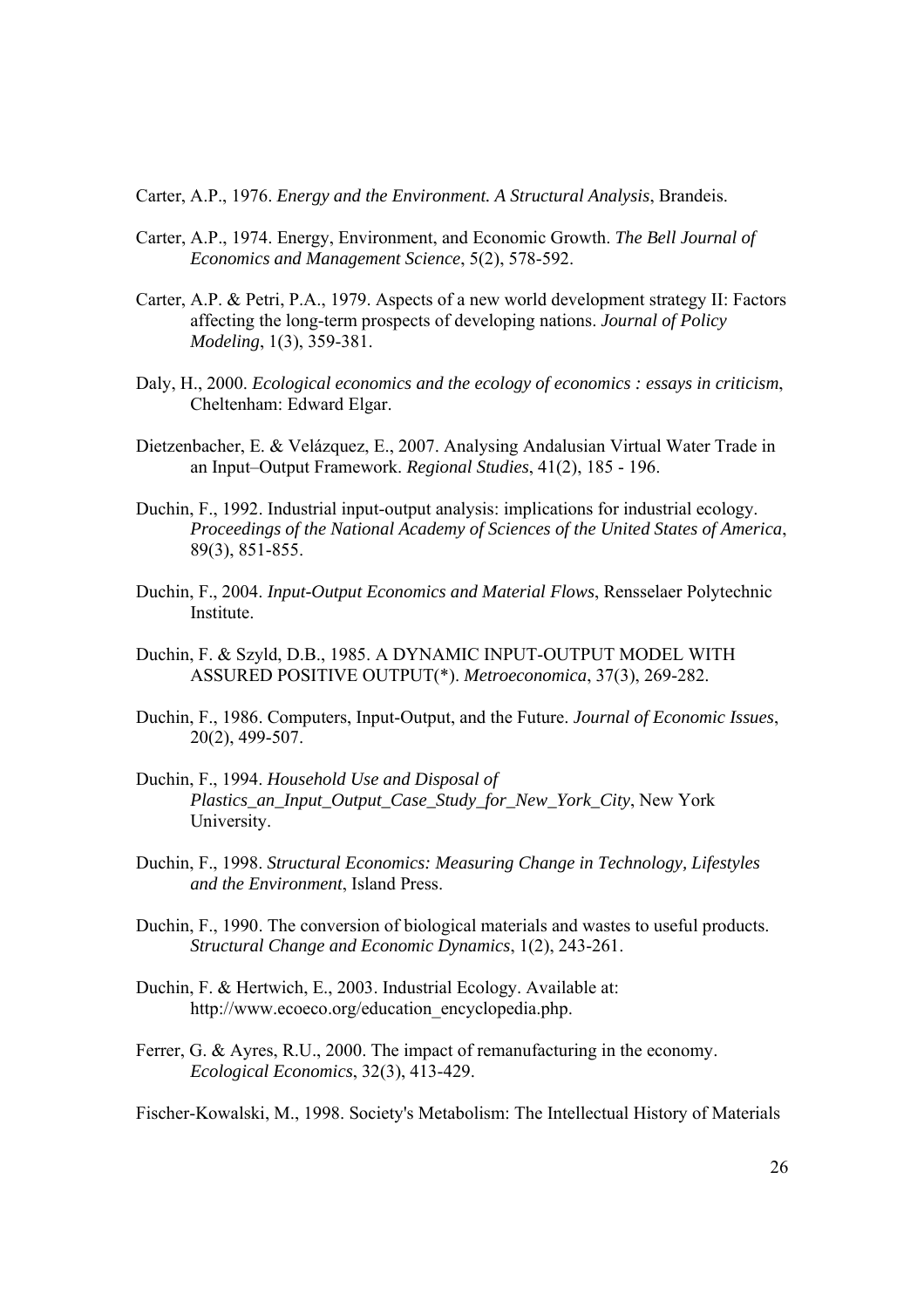Carter, A.P., 1976. *Energy and the Environment. A Structural Analysis*, Brandeis.

Carter, A.P., 1974. Energy, Environment, and Economic Growth. *The Bell Journal of Economics and Management Science*, 5(2), 578-592.

Carter, A.P. & Petri, P.A., 1979. Aspects of a new world development strategy II: Factors affecting the long-term prospects of developing nations. *Journal of Policy Modeling*, 1(3), 359-381.

Daly, H., 2000. *Ecological economics and the ecology of economics : essays in criticism*, Cheltenham: Edward Elgar.

Dietzenbacher, E. & Velázquez, E., 2007. Analysing Andalusian Virtual Water Trade in an Input–Output Framework. *Regional Studies*, 41(2), 185 - 196.

Duchin, F., 1992. Industrial input-output analysis: implications for industrial ecology. *Proceedings of the National Academy of Sciences of the United States of America*, 89(3), 851-855.

Duchin, F., 2004. *Input-Output Economics and Material Flows*, Rensselaer Polytechnic Institute.

Duchin, F. & Szyld, D.B., 1985. A DYNAMIC INPUT-OUTPUT MODEL WITH ASSURED POSITIVE OUTPUT(*). *Metroeconomica*, 37(3), 269-282.

Duchin, F., 1986. Computers, Input-Output, and the Future. *Journal of Economic Issues*, 20(2), 499-507.

Duchin, F., 1994. *Household Use and Disposal of Plastics_an_Input_Output_Case_Study_for_New_York_City*, New York University.

Duchin, F., 1998. *Structural Economics: Measuring Change in Technology, Lifestyles and the Environment*, Island Press.

Duchin, F., 1990. The conversion of biological materials and wastes to useful products. *Structural Change and Economic Dynamics*, 1(2), 243-261.

Duchin, F. & Hertwich, E., 2003. Industrial Ecology. Available at: http://www.ecoeco.org/education_encyclopedia.php.

Ferrer, G. & Ayres, R.U., 2000. The impact of remanufacturing in the economy. *Ecological Economics*, 32(3), 413-429.

Fischer-Kowalski, M., 1998. Society's Metabolism: The Intellectual History of Materials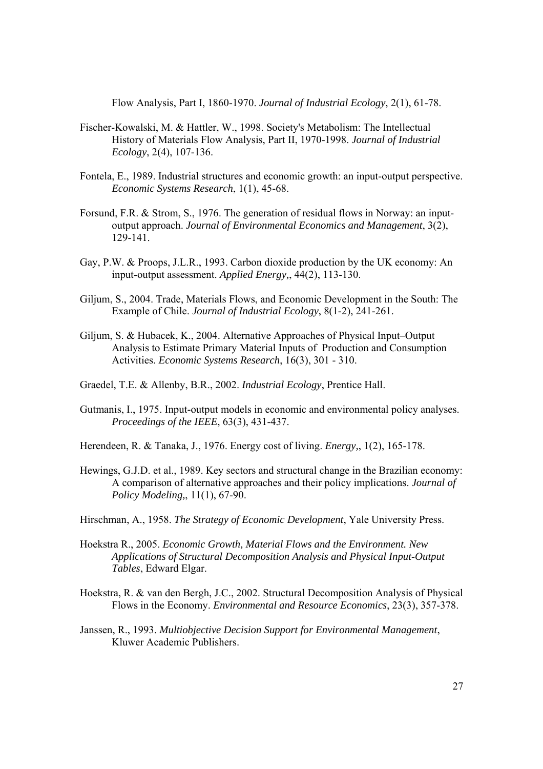Flow Analysis, Part I, 1860-1970. *Journal of Industrial Ecology*, 2(1), 61-78.

Fischer-Kowalski, M. & Hattler, W., 1998. Society's Metabolism: The Intellectual History of Materials Flow Analysis, Part II, 1970-1998. *Journal of Industrial Ecology*, 2(4), 107-136.

Fontela, E., 1989. Industrial structures and economic growth: an input-output perspective. *Economic Systems Research*, 1(1), 45-68.

Forsund, F.R. & Strom, S., 1976. The generation of residual flows in Norway: an input-output approach. *Journal of Environmental Economics and Management*, 3(2), 129-141.

Gay, P.W. & Proops, J.L.R., 1993. Carbon dioxide production by the UK economy: An input-output assessment. *Applied Energy,*, 44(2), 113-130.

Giljum, S., 2004. Trade, Materials Flows, and Economic Development in the South: The Example of Chile. *Journal of Industrial Ecology*, 8(1-2), 241-261.

Giljum, S. & Hubacek, K., 2004. Alternative Approaches of Physical Input–Output Analysis to Estimate Primary Material Inputs of Production and Consumption Activities. *Economic Systems Research*, 16(3), 301 - 310.

Graedel, T.E. & Allenby, B.R., 2002. *Industrial Ecology*, Prentice Hall.

Gutmanis, I., 1975. Input-output models in economic and environmental policy analyses. *Proceedings of the IEEE*, 63(3), 431-437.

Herendeen, R. & Tanaka, J., 1976. Energy cost of living. *Energy,*, 1(2), 165-178.

Hewings, G.J.D. et al., 1989. Key sectors and structural change in the Brazilian economy: A comparison of alternative approaches and their policy implications. *Journal of Policy Modeling,*, 11(1), 67-90.

Hirschman, A., 1958. *The Strategy of Economic Development*, Yale University Press.

Hoekstra R., 2005. *Economic Growth, Material Flows and the Environment. New Applications of Structural Decomposition Analysis and Physical Input-Output Tables*, Edward Elgar.

Hoekstra, R. & van den Bergh, J.C., 2002. Structural Decomposition Analysis of Physical Flows in the Economy. *Environmental and Resource Economics*, 23(3), 357-378.

Janssen, R., 1993. *Multiobjective Decision Support for Environmental Management*, Kluwer Academic Publishers.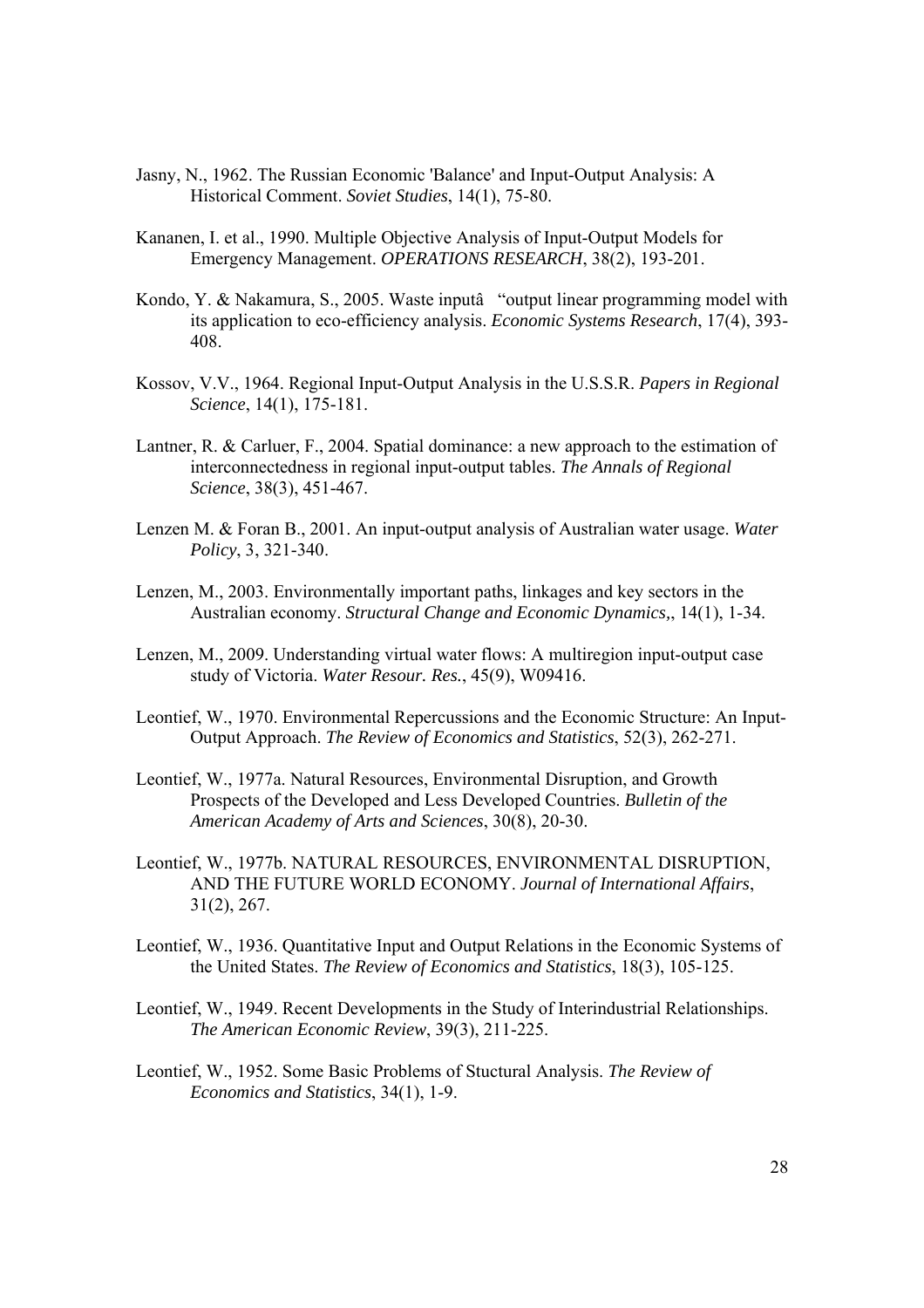Jasny, N., 1962. The Russian Economic 'Balance' and Input-Output Analysis: A Historical Comment. *Soviet Studies*, 14(1), 75-80.

Kananen, I. et al., 1990. Multiple Objective Analysis of Input-Output Models for Emergency Management. *OPERATIONS RESEARCH*, 38(2), 193-201.

Kondo, Y. & Nakamura, S., 2005. Waste inputâ "output linear programming model with its application to eco-efficiency analysis. *Economic Systems Research*, 17(4), 393-408.

Kossov, V.V., 1964. Regional Input-Output Analysis in the U.S.S.R. *Papers in Regional Science*, 14(1), 175-181.

Lantner, R. & Carluer, F., 2004. Spatial dominance: a new approach to the estimation of interconnectedness in regional input-output tables. *The Annals of Regional Science*, 38(3), 451-467.

Lenzen M. & Foran B., 2001. An input-output analysis of Australian water usage. *Water Policy*, 3, 321-340.

Lenzen, M., 2003. Environmentally important paths, linkages and key sectors in the Australian economy. *Structural Change and Economic Dynamics,*, 14(1), 1-34.

Lenzen, M., 2009. Understanding virtual water flows: A multiregion input-output case study of Victoria. *Water Resour. Res.*, 45(9), W09416.

Leontief, W., 1970. Environmental Repercussions and the Economic Structure: An Input-Output Approach. *The Review of Economics and Statistics*, 52(3), 262-271.

Leontief, W., 1977a. Natural Resources, Environmental Disruption, and Growth Prospects of the Developed and Less Developed Countries. *Bulletin of the American Academy of Arts and Sciences*, 30(8), 20-30.

Leontief, W., 1977b. NATURAL RESOURCES, ENVIRONMENTAL DISRUPTION, AND THE FUTURE WORLD ECONOMY. *Journal of International Affairs*, 31(2), 267.

Leontief, W., 1936. Quantitative Input and Output Relations in the Economic Systems of the United States. *The Review of Economics and Statistics*, 18(3), 105-125.

Leontief, W., 1949. Recent Developments in the Study of Interindustrial Relationships. *The American Economic Review*, 39(3), 211-225.

Leontief, W., 1952. Some Basic Problems of Stuctural Analysis. *The Review of Economics and Statistics*, 34(1), 1-9.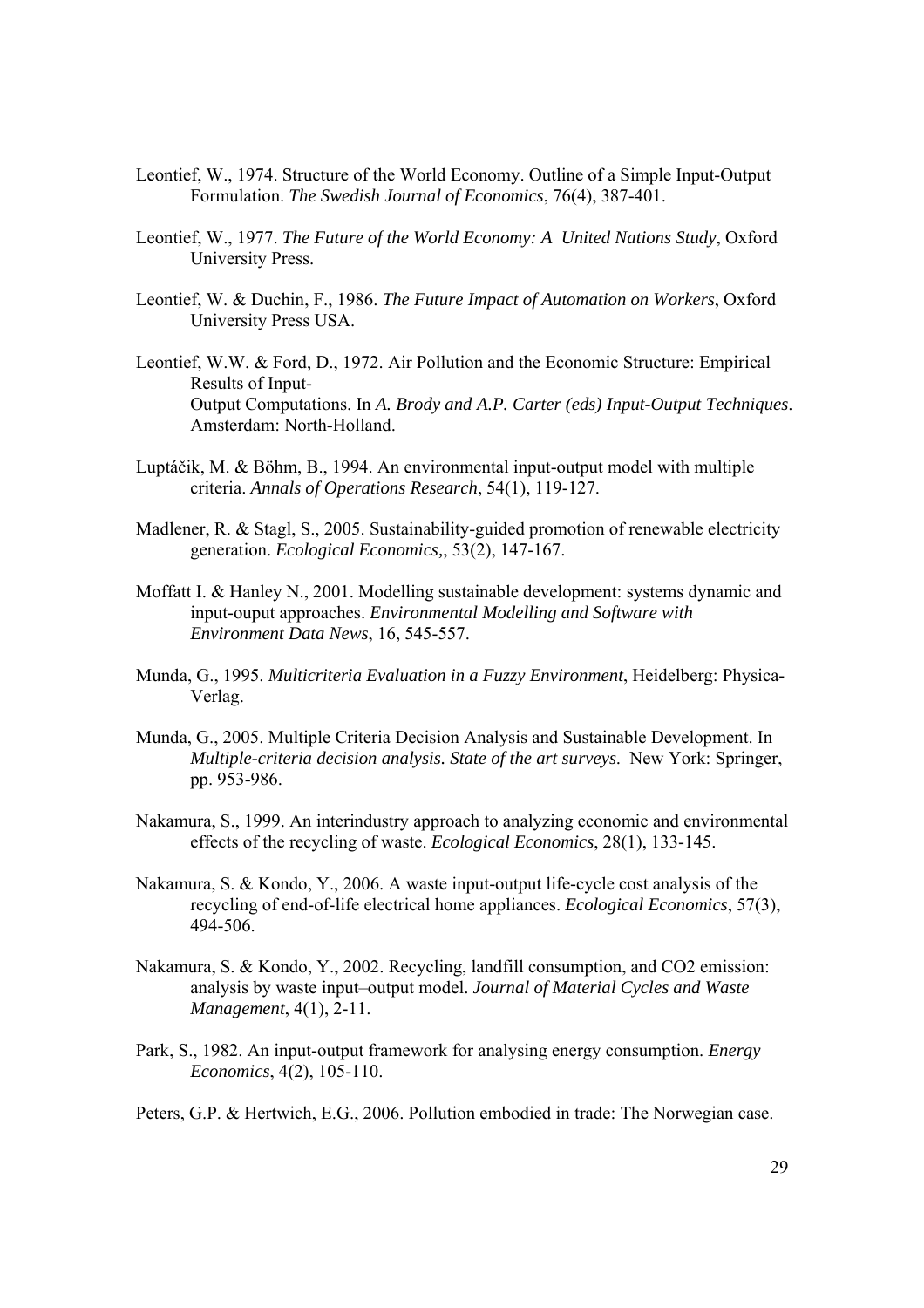Leontief, W., 1974. Structure of the World Economy. Outline of a Simple Input-Output Formulation. *The Swedish Journal of Economics*, 76(4), 387-401.

Leontief, W., 1977. *The Future of the World Economy: A  United Nations Study*, Oxford University Press.

Leontief, W. & Duchin, F., 1986. *The Future Impact of Automation on Workers*, Oxford University Press USA.

Leontief, W.W. & Ford, D., 1972. Air Pollution and the Economic Structure: Empirical Results of Input-
Output Computations. In *A. Brody and A.P. Carter (eds) Input-Output Techniques*. Amsterdam: North-Holland.

Luptáčik, M. & Böhm, B., 1994. An environmental input-output model with multiple criteria. *Annals of Operations Research*, 54(1), 119-127.

Madlener, R. & Stagl, S., 2005. Sustainability-guided promotion of renewable electricity generation. *Ecological Economics*,, 53(2), 147-167.

Moffatt I. & Hanley N., 2001. Modelling sustainable development: systems dynamic and input-ouput approaches. *Environmental Modelling and Software with Environment Data News*, 16, 545-557.

Munda, G., 1995. *Multicriteria Evaluation in a Fuzzy Environment*, Heidelberg: Physica-Verlag.

Munda, G., 2005. Multiple Criteria Decision Analysis and Sustainable Development. In *Multiple-criteria decision analysis. State of the art surveys.* New York: Springer, pp. 953-986.

Nakamura, S., 1999. An interindustry approach to analyzing economic and environmental effects of the recycling of waste. *Ecological Economics*, 28(1), 133-145.

Nakamura, S. & Kondo, Y., 2006. A waste input-output life-cycle cost analysis of the recycling of end-of-life electrical home appliances. *Ecological Economics*, 57(3), 494-506.

Nakamura, S. & Kondo, Y., 2002. Recycling, landfill consumption, and CO2 emission: analysis by waste input–output model. *Journal of Material Cycles and Waste Management*, 4(1), 2-11.

Park, S., 1982. An input-output framework for analysing energy consumption. *Energy Economics*, 4(2), 105-110.

Peters, G.P. & Hertwich, E.G., 2006. Pollution embodied in trade: The Norwegian case.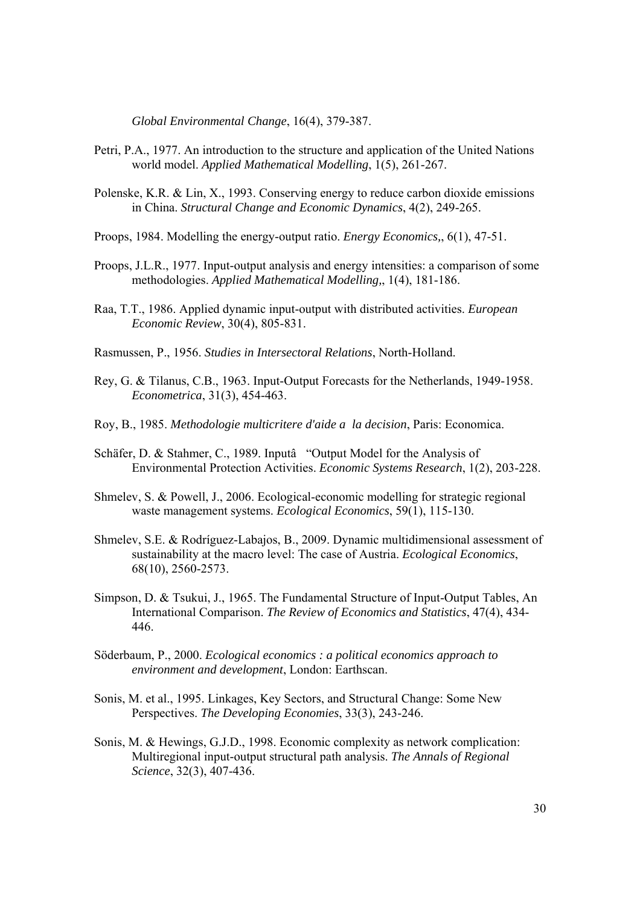*Global Environmental Change*, 16(4), 379-387.

Petri, P.A., 1977. An introduction to the structure and application of the United Nations world model. *Applied Mathematical Modelling*, 1(5), 261-267.

Polenske, K.R. & Lin, X., 1993. Conserving energy to reduce carbon dioxide emissions in China. *Structural Change and Economic Dynamics*, 4(2), 249-265.

Proops, 1984. Modelling the energy-output ratio. *Energy Economics,*, 6(1), 47-51.

Proops, J.L.R., 1977. Input-output analysis and energy intensities: a comparison of some methodologies. *Applied Mathematical Modelling,*, 1(4), 181-186.

Raa, T.T., 1986. Applied dynamic input-output with distributed activities. *European Economic Review*, 30(4), 805-831.

Rasmussen, P., 1956. *Studies in Intersectoral Relations*, North-Holland.

Rey, G. & Tilanus, C.B., 1963. Input-Output Forecasts for the Netherlands, 1949-1958. *Econometrica*, 31(3), 454-463.

Roy, B., 1985. *Methodologie multicritere d'aide a  la decision*, Paris: Economica.

Schäfer, D. & Stahmer, C., 1989. Inputâ "Output Model for the Analysis of Environmental Protection Activities. *Economic Systems Research*, 1(2), 203-228.

Shmelev, S. & Powell, J., 2006. Ecological-economic modelling for strategic regional waste management systems. *Ecological Economics*, 59(1), 115-130.

Shmelev, S.E. & Rodríguez-Labajos, B., 2009. Dynamic multidimensional assessment of sustainability at the macro level: The case of Austria. *Ecological Economics*, 68(10), 2560-2573.

Simpson, D. & Tsukui, J., 1965. The Fundamental Structure of Input-Output Tables, An International Comparison. *The Review of Economics and Statistics*, 47(4), 434-446.

Söderbaum, P., 2000. *Ecological economics : a political economics approach to environment and development*, London: Earthscan.

Sonis, M. et al., 1995. Linkages, Key Sectors, and Structural Change: Some New Perspectives. *The Developing Economies*, 33(3), 243-246.

Sonis, M. & Hewings, G.J.D., 1998. Economic complexity as network complication: Multiregional input-output structural path analysis. *The Annals of Regional Science*, 32(3), 407-436.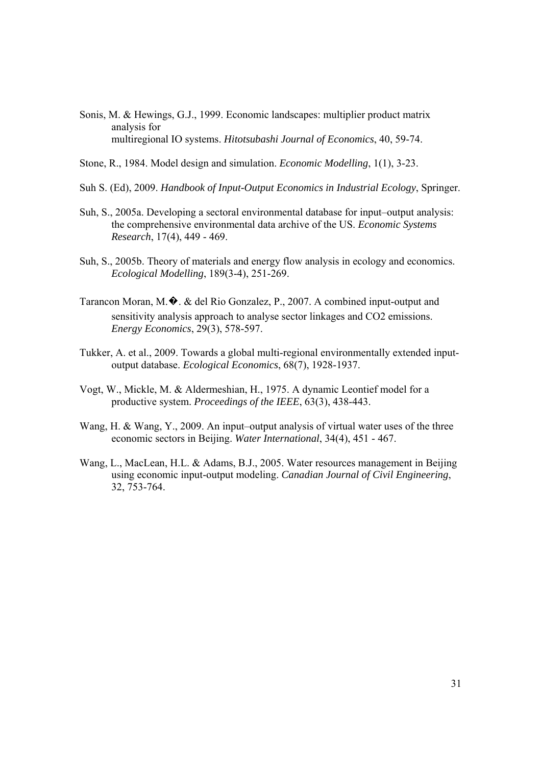Sonis, M. & Hewings, G.J., 1999. Economic landscapes: multiplier product matrix analysis for multiregional IO systems. *Hitotsubashi Journal of Economics*, 40, 59-74.

Stone, R., 1984. Model design and simulation. *Economic Modelling*, 1(1), 3-23.

Suh S. (Ed), 2009. *Handbook of Input-Output Economics in Industrial Ecology*, Springer.

Suh, S., 2005a. Developing a sectoral environmental database for input–output analysis: the comprehensive environmental data archive of the US. *Economic Systems Research*, 17(4), 449 - 469.

Suh, S., 2005b. Theory of materials and energy flow analysis in ecology and economics. *Ecological Modelling*, 189(3-4), 251-269.

Tarancon Moran, M.�. & del Rio Gonzalez, P., 2007. A combined input-output and sensitivity analysis approach to analyse sector linkages and CO2 emissions. *Energy Economics*, 29(3), 578-597.

Tukker, A. et al., 2009. Towards a global multi-regional environmentally extended input-output database. *Ecological Economics*, 68(7), 1928-1937.

Vogt, W., Mickle, M. & Aldermeshian, H., 1975. A dynamic Leontief model for a productive system. *Proceedings of the IEEE*, 63(3), 438-443.

Wang, H. & Wang, Y., 2009. An input–output analysis of virtual water uses of the three economic sectors in Beijing. *Water International*, 34(4), 451 - 467.

Wang, L., MacLean, H.L. & Adams, B.J., 2005. Water resources management in Beijing using economic input-output modeling. *Canadian Journal of Civil Engineering*, 32, 753-764.